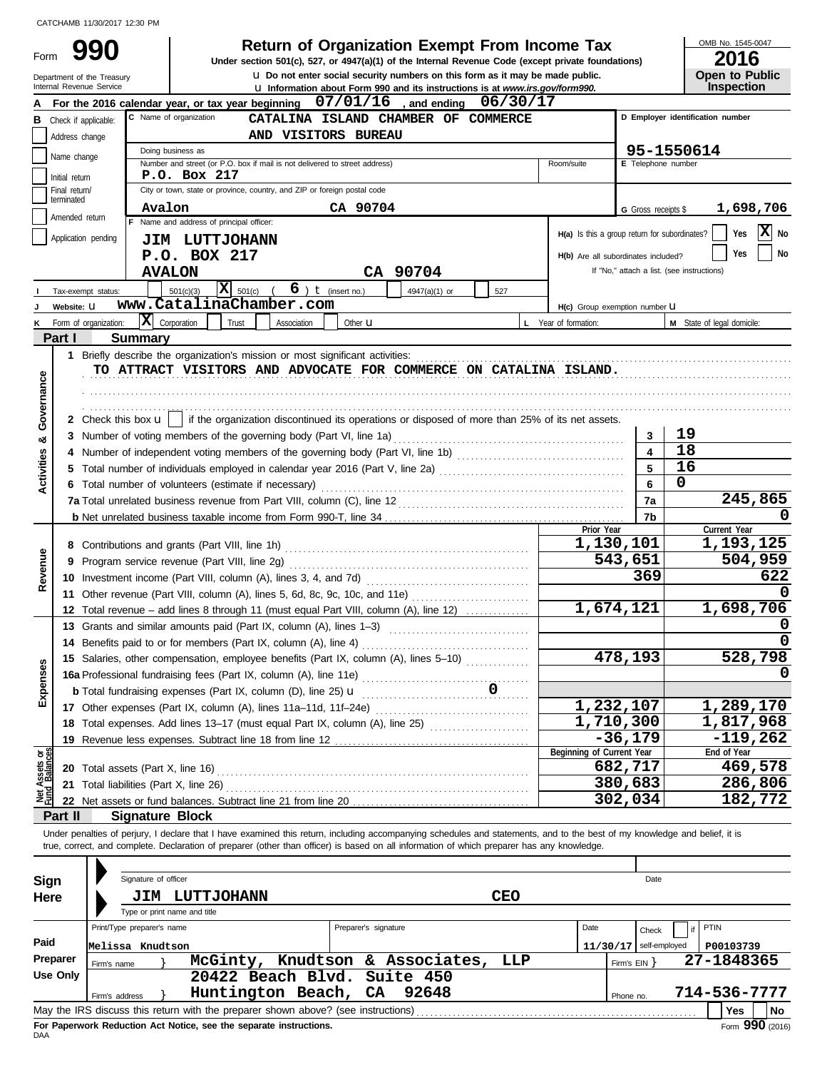CATCHAMB 11/30/2017 12:30 PM

# Form 990 — Return of Organization Exempt From Income Tax

**Under section 501(c), 527, or 4947(a)(1) of the Internal Revenue Code (except private foundations)**

u Do not enter social security numbers on this form as it may be made public.

u Information about Form 990 and its instructions is at *www.irs.gov/form990.*

Department of the Treasury
Internal Revenue Service

OMB No. 1545-0047

**2016**

**Open to Public Inspection**

**A** For the 2016 calendar year, or tax year beginning 07/01/16 , and ending 06/30/17

**B** Check if applicable:
- Address change
- Name change
- Initial return
- Final return/terminated
- Amended return
- Application pending

**C** Name of organization: CATALINA ISLAND CHAMBER OF COMMERCE AND VISITORS BUREAU

Doing business as

Number and street (or P.O. box if mail is not delivered to street address): P.O. Box 217 | Room/suite

City or town, state or province, country, and ZIP or foreign postal code: Avalon CA 90704

**D** Employer identification number: 95-1550614

**E** Telephone number

**G** Gross receipts $ 1,698,706

**F** Name and address of principal officer: JIM LUTTJOHANN, P.O. BOX 217, AVALON CA 90704

H(a) Is this a group return for subordinates? Yes [ ] No [X]

H(b) Are all subordinates included? Yes [ ] No [ ]
If "No," attach a list. (see instructions)

**I** Tax-exempt status: [ ] 501(c)(3) [X] 501(c) ( 6 ) t (insert no.) [ ] 4947(a)(1) or [ ] 527

**J** Website: u www.CatalinaChamber.com

H(c) Group exemption number u

**K** Form of organization: [X] Corporation [ ] Trust [ ] Association [ ] Other u

**L** Year of formation:

**M** State of legal domicile:

## Part I Summary

**Activities & Governance**

1 Briefly describe the organization's mission or most significant activities:
TO ATTRACT VISITORS AND ADVOCATE FOR COMMERCE ON CATALINA ISLAND.

2 Check this box u [ ] if the organization discontinued its operations or disposed of more than 25% of its net assets.

| | | | |
|---|---|---|---|
| 3 | Number of voting members of the governing body (Part VI, line 1a) | 3 | 19 |
| 4 | Number of independent voting members of the governing body (Part VI, line 1b) | 4 | 18 |
| 5 | Total number of individuals employed in calendar year 2016 (Part V, line 2a) | 5 | 16 |
| 6 | Total number of volunteers (estimate if necessary) | 6 | 0 |
| 7a | Total unrelated business revenue from Part VIII, column (C), line 12 | 7a | 245,865 |
| b | Net unrelated business taxable income from Form 990-T, line 34 | 7b | 0 |

| | | Prior Year | Current Year |
|---|---|---|---|
| **Revenue** | | | |
| 8 | Contributions and grants (Part VIII, line 1h) | 1,130,101 | 1,193,125 |
| 9 | Program service revenue (Part VIII, line 2g) | 543,651 | 504,959 |
| 10 | Investment income (Part VIII, column (A), lines 3, 4, and 7d) | 369 | 622 |
| 11 | Other revenue (Part VIII, column (A), lines 5, 6d, 8c, 9c, 10c, and 11e) | | 0 |
| 12 | Total revenue – add lines 8 through 11 (must equal Part VIII, column (A), line 12) | 1,674,121 | 1,698,706 |
| **Expenses** | | | |
| 13 | Grants and similar amounts paid (Part IX, column (A), lines 1–3) | | 0 |
| 14 | Benefits paid to or for members (Part IX, column (A), line 4) | | 0 |
| 15 | Salaries, other compensation, employee benefits (Part IX, column (A), lines 5–10) | 478,193 | 528,798 |
| 16a | Professional fundraising fees (Part IX, column (A), line 11e) | | 0 |
| b | Total fundraising expenses (Part IX, column (D), line 25) u 0 | | |
| 17 | Other expenses (Part IX, column (A), lines 11a–11d, 11f–24e) | 1,232,107 | 1,289,170 |
| 18 | Total expenses. Add lines 13–17 (must equal Part IX, column (A), line 25) | 1,710,300 | 1,817,968 |
| 19 | Revenue less expenses. Subtract line 18 from line 12 | -36,179 | -119,262 |

| **Net Assets or Fund Balances** | | Beginning of Current Year | End of Year |
|---|---|---|---|
| 20 | Total assets (Part X, line 16) | 682,717 | 469,578 |
| 21 | Total liabilities (Part X, line 26) | 380,683 | 286,806 |
| 22 | Net assets or fund balances. Subtract line 21 from line 20 | 302,034 | 182,772 |

## Part II Signature Block

Under penalties of perjury, I declare that I have examined this return, including accompanying schedules and statements, and to the best of my knowledge and belief, it is true, correct, and complete. Declaration of preparer (other than officer) is based on all information of which preparer has any knowledge.

**Sign Here**

Signature of officer | Date

JIM LUTTJOHANN CEO
Type or print name and title

**Paid Preparer Use Only**

| Print/Type preparer's name | Preparer's signature | Date | Check [ ] if self-employed | PTIN |
|---|---|---|---|---|
| Melissa Knudtson | | 11/30/17 | | P00103739 |

Firm's name } McGinty, Knudtson & Associates, LLP — Firm's EIN } 27-1848365

Firm's address } 20422 Beach Blvd. Suite 450, Huntington Beach, CA 92648 — Phone no. 714-536-7777

May the IRS discuss this return with the preparer shown above? (see instructions) [ ] Yes [ ] No

**For Paperwork Reduction Act Notice, see the separate instructions.**

DAA

Form **990** (2016)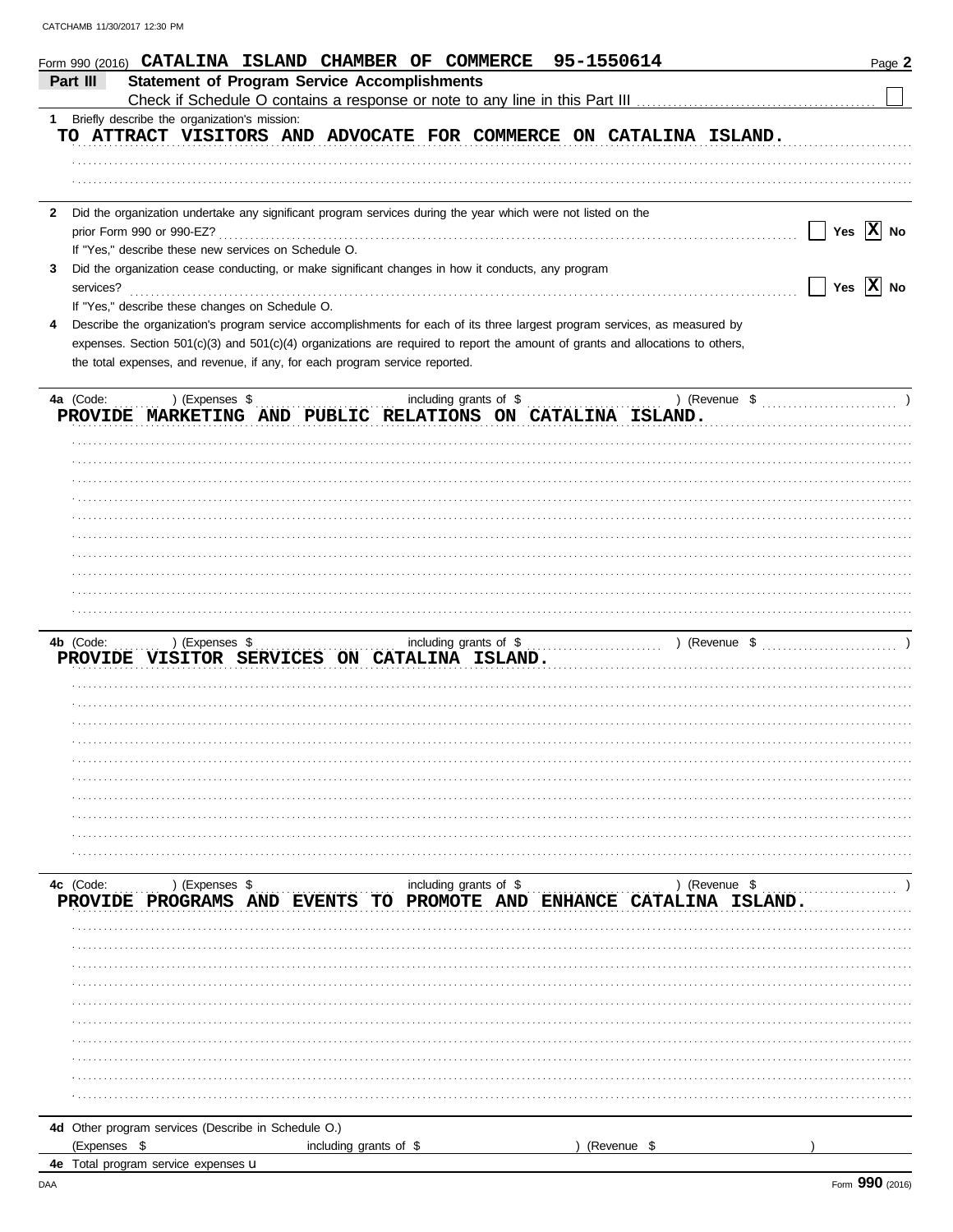Form 990 (2016) CATALINA ISLAND CHAMBER OF COMMERCE 95-1550614

## Part III Statement of Program Service Accomplishments

Check if Schedule O contains a response or note to any line in this Part III ☐

**1** Briefly describe the organization's mission:

TO ATTRACT VISITORS AND ADVOCATE FOR COMMERCE ON CATALINA ISLAND.

**2** Did the organization undertake any significant program services during the year which were not listed on the prior Form 990 or 990-EZ? ☐ Yes ☒ No

If "Yes," describe these new services on Schedule O.

**3** Did the organization cease conducting, or make significant changes in how it conducts, any program services? ☐ Yes ☒ No

If "Yes," describe these changes on Schedule O.

**4** Describe the organization's program service accomplishments for each of its three largest program services, as measured by expenses. Section 501(c)(3) and 501(c)(4) organizations are required to report the amount of grants and allocations to others, the total expenses, and revenue, if any, for each program service reported.

**4a** (Code: ) (Expenses $ including grants of $ ) (Revenue $ )

PROVIDE MARKETING AND PUBLIC RELATIONS ON CATALINA ISLAND.

**4b** (Code: ) (Expenses $ including grants of $ ) (Revenue $ )

PROVIDE VISITOR SERVICES ON CATALINA ISLAND.

**4c** (Code: ) (Expenses $ including grants of $ ) (Revenue $ )

PROVIDE PROGRAMS AND EVENTS TO PROMOTE AND ENHANCE CATALINA ISLAND.

**4d** Other program services (Describe in Schedule O.)

(Expenses $ including grants of $ ) (Revenue $ )

**4e** Total program service expenses

Form 990 (2016)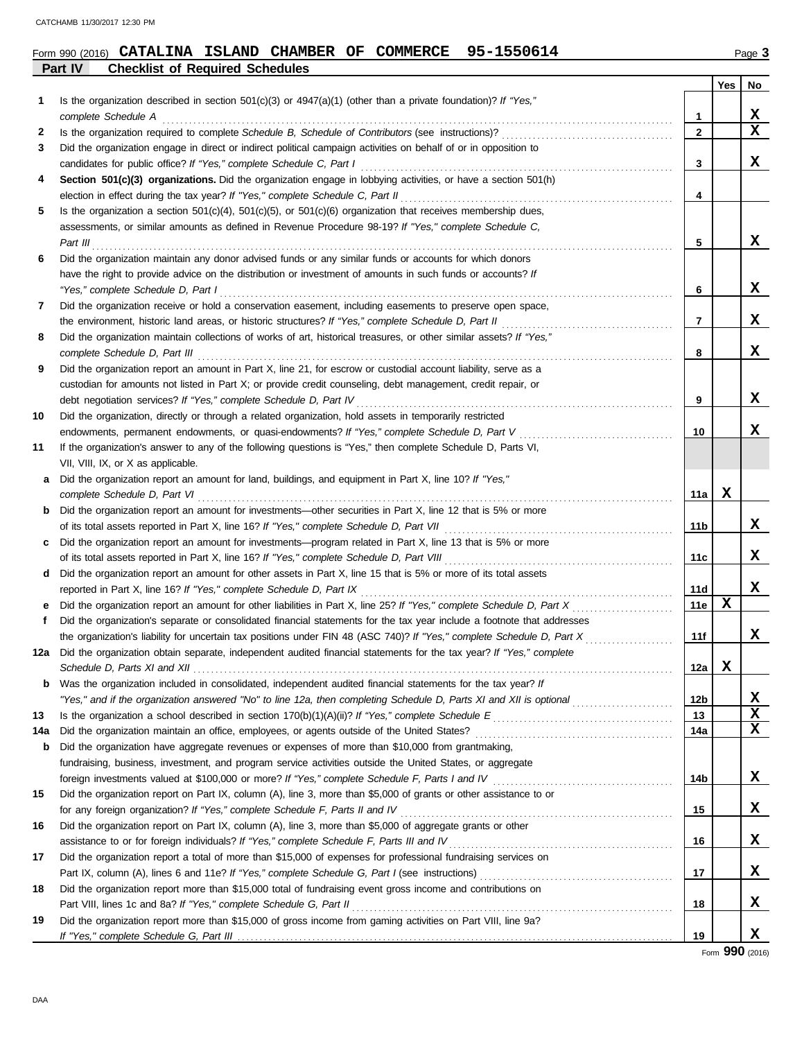Form 990 (2016) **CATALINA ISLAND CHAMBER OF COMMERCE 95-1550614**

## Part IV Checklist of Required Schedules

| | | | Yes | No |
|---|---|---|---|---|
| 1 | Is the organization described in section 501(c)(3) or 4947(a)(1) (other than a private foundation)? *If "Yes," complete Schedule A* | 1 | | X |
| 2 | Is the organization required to complete *Schedule B, Schedule of Contributors* (see instructions)? | 2 | | X |
| 3 | Did the organization engage in direct or indirect political campaign activities on behalf of or in opposition to candidates for public office? *If "Yes," complete Schedule C, Part I* | 3 | | X |
| 4 | **Section 501(c)(3) organizations.** Did the organization engage in lobbying activities, or have a section 501(h) election in effect during the tax year? *If "Yes," complete Schedule C, Part II* | 4 | | |
| 5 | Is the organization a section 501(c)(4), 501(c)(5), or 501(c)(6) organization that receives membership dues, assessments, or similar amounts as defined in Revenue Procedure 98-19? *If "Yes," complete Schedule C, Part III* | 5 | | X |
| 6 | Did the organization maintain any donor advised funds or any similar funds or accounts for which donors have the right to provide advice on the distribution or investment of amounts in such funds or accounts? *If "Yes," complete Schedule D, Part I* | 6 | | X |
| 7 | Did the organization receive or hold a conservation easement, including easements to preserve open space, the environment, historic land areas, or historic structures? *If "Yes," complete Schedule D, Part II* | 7 | | X |
| 8 | Did the organization maintain collections of works of art, historical treasures, or other similar assets? *If "Yes," complete Schedule D, Part III* | 8 | | X |
| 9 | Did the organization report an amount in Part X, line 21, for escrow or custodial account liability, serve as a custodian for amounts not listed in Part X; or provide credit counseling, debt management, credit repair, or debt negotiation services? *If "Yes," complete Schedule D, Part IV* | 9 | | X |
| 10 | Did the organization, directly or through a related organization, hold assets in temporarily restricted endowments, permanent endowments, or quasi-endowments? *If "Yes," complete Schedule D, Part V* | 10 | | X |
| 11 | If the organization's answer to any of the following questions is "Yes," then complete Schedule D, Parts VI, VII, VIII, IX, or X as applicable. | | | |
| a | Did the organization report an amount for land, buildings, and equipment in Part X, line 10? *If "Yes," complete Schedule D, Part VI* | 11a | X | |
| b | Did the organization report an amount for investments—other securities in Part X, line 12 that is 5% or more of its total assets reported in Part X, line 16? *If "Yes," complete Schedule D, Part VII* | 11b | | X |
| c | Did the organization report an amount for investments—program related in Part X, line 13 that is 5% or more of its total assets reported in Part X, line 16? *If "Yes," complete Schedule D, Part VIII* | 11c | | X |
| d | Did the organization report an amount for other assets in Part X, line 15 that is 5% or more of its total assets reported in Part X, line 16? *If "Yes," complete Schedule D, Part IX* | 11d | | X |
| e | Did the organization report an amount for other liabilities in Part X, line 25? *If "Yes," complete Schedule D, Part X* | 11e | X | |
| f | Did the organization's separate or consolidated financial statements for the tax year include a footnote that addresses the organization's liability for uncertain tax positions under FIN 48 (ASC 740)? *If "Yes," complete Schedule D, Part X* | 11f | | X |
| 12a | Did the organization obtain separate, independent audited financial statements for the tax year? *If "Yes," complete Schedule D, Parts XI and XII* | 12a | X | |
| b | Was the organization included in consolidated, independent audited financial statements for the tax year? *If "Yes," and if the organization answered "No" to line 12a, then completing Schedule D, Parts XI and XII is optional* | 12b | | X |
| 13 | Is the organization a school described in section 170(b)(1)(A)(ii)? *If "Yes," complete Schedule E* | 13 | | X |
| 14a | Did the organization maintain an office, employees, or agents outside of the United States? | 14a | | X |
| b | Did the organization have aggregate revenues or expenses of more than $10,000 from grantmaking, fundraising, business, investment, and program service activities outside the United States, or aggregate foreign investments valued at $100,000 or more? *If "Yes," complete Schedule F, Parts I and IV* | 14b | | X |
| 15 | Did the organization report on Part IX, column (A), line 3, more than $5,000 of grants or other assistance to or for any foreign organization? *If "Yes," complete Schedule F, Parts II and IV* | 15 | | X |
| 16 | Did the organization report on Part IX, column (A), line 3, more than $5,000 of aggregate grants or other assistance to or for foreign individuals? *If "Yes," complete Schedule F, Parts III and IV* | 16 | | X |
| 17 | Did the organization report a total of more than $15,000 of expenses for professional fundraising services on Part IX, column (A), lines 6 and 11e? *If "Yes," complete Schedule G, Part I* (see instructions) | 17 | | X |
| 18 | Did the organization report more than $15,000 total of fundraising event gross income and contributions on Part VIII, lines 1c and 8a? *If "Yes," complete Schedule G, Part II* | 18 | | X |
| 19 | Did the organization report more than $15,000 of gross income from gaming activities on Part VIII, line 9a? *If "Yes," complete Schedule G, Part III* | 19 | | X |

Form **990** (2016)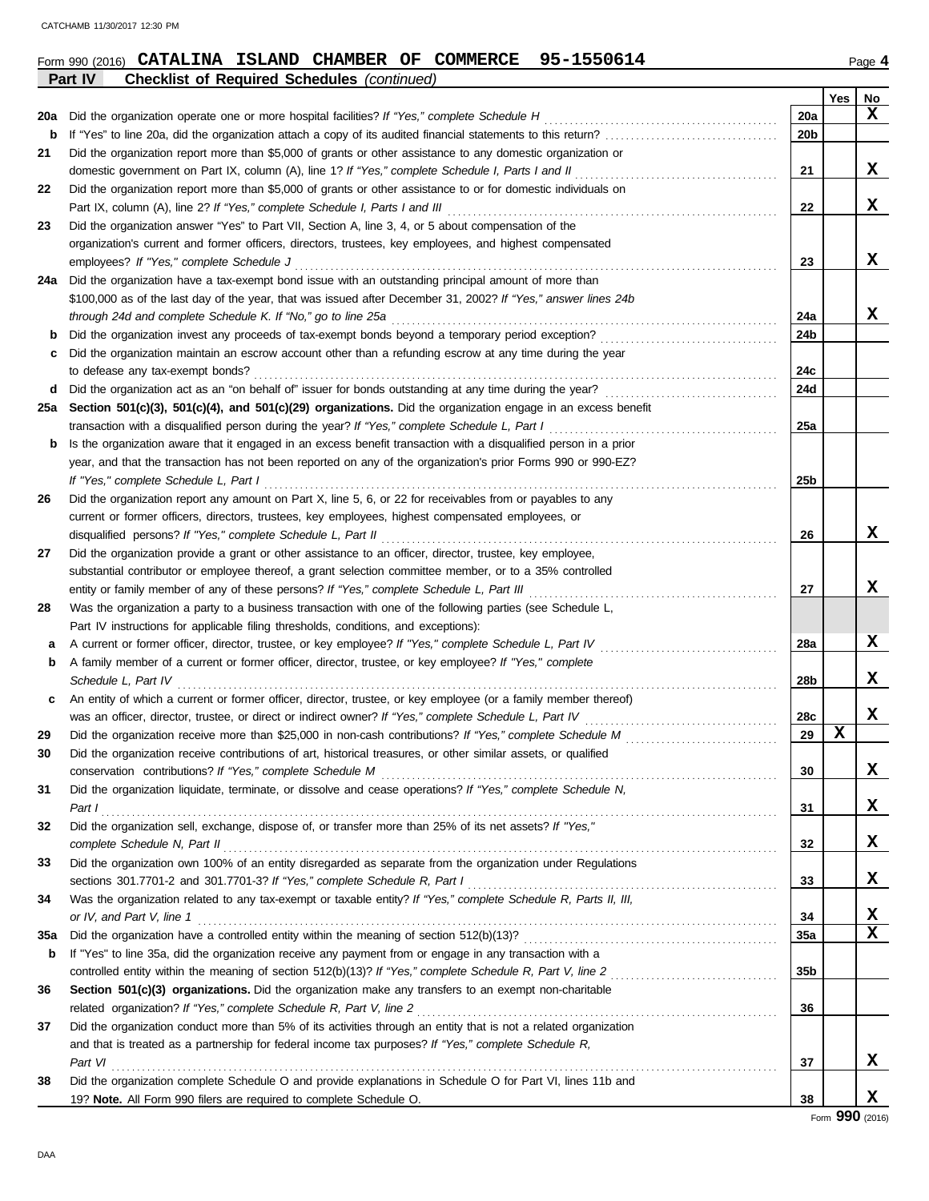Form 990 (2016) **CATALINA ISLAND CHAMBER OF COMMERCE 95-1550614**

**Part IV Checklist of Required Schedules** *(continued)*

| | | | Yes | No |
|---|---|---|---|---|
| 20a | Did the organization operate one or more hospital facilities? *If "Yes," complete Schedule H* | 20a | | X |
| b | If "Yes" to line 20a, did the organization attach a copy of its audited financial statements to this return? | 20b | | |
| 21 | Did the organization report more than $5,000 of grants or other assistance to any domestic organization or domestic government on Part IX, column (A), line 1? *If "Yes," complete Schedule I, Parts I and II* | 21 | | X |
| 22 | Did the organization report more than $5,000 of grants or other assistance to or for domestic individuals on Part IX, column (A), line 2? *If "Yes," complete Schedule I, Parts I and III* | 22 | | X |
| 23 | Did the organization answer "Yes" to Part VII, Section A, line 3, 4, or 5 about compensation of the organization's current and former officers, directors, trustees, key employees, and highest compensated employees? *If "Yes," complete Schedule J* | 23 | | X |
| 24a | Did the organization have a tax-exempt bond issue with an outstanding principal amount of more than $100,000 as of the last day of the year, that was issued after December 31, 2002? *If "Yes," answer lines 24b through 24d and complete Schedule K. If "No," go to line 25a* | 24a | | X |
| b | Did the organization invest any proceeds of tax-exempt bonds beyond a temporary period exception? | 24b | | |
| c | Did the organization maintain an escrow account other than a refunding escrow at any time during the year to defease any tax-exempt bonds? | 24c | | |
| d | Did the organization act as an "on behalf of" issuer for bonds outstanding at any time during the year? | 24d | | |
| 25a | **Section 501(c)(3), 501(c)(4), and 501(c)(29) organizations.** Did the organization engage in an excess benefit transaction with a disqualified person during the year? *If "Yes," complete Schedule L, Part I* | 25a | | |
| b | Is the organization aware that it engaged in an excess benefit transaction with a disqualified person in a prior year, and that the transaction has not been reported on any of the organization's prior Forms 990 or 990-EZ? *If "Yes," complete Schedule L, Part I* | 25b | | |
| 26 | Did the organization report any amount on Part X, line 5, 6, or 22 for receivables from or payables to any current or former officers, directors, trustees, key employees, highest compensated employees, or disqualified persons? *If "Yes," complete Schedule L, Part II* | 26 | | X |
| 27 | Did the organization provide a grant or other assistance to an officer, director, trustee, key employee, substantial contributor or employee thereof, a grant selection committee member, or to a 35% controlled entity or family member of any of these persons? *If "Yes," complete Schedule L, Part III* | 27 | | X |
| 28 | Was the organization a party to a business transaction with one of the following parties (see Schedule L, Part IV instructions for applicable filing thresholds, conditions, and exceptions): | | | |
| a | A current or former officer, director, trustee, or key employee? *If "Yes," complete Schedule L, Part IV* | 28a | | X |
| b | A family member of a current or former officer, director, trustee, or key employee? *If "Yes," complete Schedule L, Part IV* | 28b | | X |
| c | An entity of which a current or former officer, director, trustee, or key employee (or a family member thereof) was an officer, director, trustee, or direct or indirect owner? *If "Yes," complete Schedule L, Part IV* | 28c | | X |
| 29 | Did the organization receive more than $25,000 in non-cash contributions? *If "Yes," complete Schedule M* | 29 | X | |
| 30 | Did the organization receive contributions of art, historical treasures, or other similar assets, or qualified conservation contributions? *If "Yes," complete Schedule M* | 30 | | X |
| 31 | Did the organization liquidate, terminate, or dissolve and cease operations? *If "Yes," complete Schedule N, Part I* | 31 | | X |
| 32 | Did the organization sell, exchange, dispose of, or transfer more than 25% of its net assets? *If "Yes," complete Schedule N, Part II* | 32 | | X |
| 33 | Did the organization own 100% of an entity disregarded as separate from the organization under Regulations sections 301.7701-2 and 301.7701-3? *If "Yes," complete Schedule R, Part I* | 33 | | X |
| 34 | Was the organization related to any tax-exempt or taxable entity? *If "Yes," complete Schedule R, Parts II, III, or IV, and Part V, line 1* | 34 | | X |
| 35a | Did the organization have a controlled entity within the meaning of section 512(b)(13)? | 35a | | X |
| b | If "Yes" to line 35a, did the organization receive any payment from or engage in any transaction with a controlled entity within the meaning of section 512(b)(13)? *If "Yes," complete Schedule R, Part V, line 2* | 35b | | |
| 36 | **Section 501(c)(3) organizations.** Did the organization make any transfers to an exempt non-charitable related organization? *If "Yes," complete Schedule R, Part V, line 2* | 36 | | |
| 37 | Did the organization conduct more than 5% of its activities through an entity that is not a related organization and that is treated as a partnership for federal income tax purposes? *If "Yes," complete Schedule R, Part VI* | 37 | | X |
| 38 | Did the organization complete Schedule O and provide explanations in Schedule O for Part VI, lines 11b and 19? **Note.** All Form 990 filers are required to complete Schedule O. | 38 | | X |

Form **990** (2016)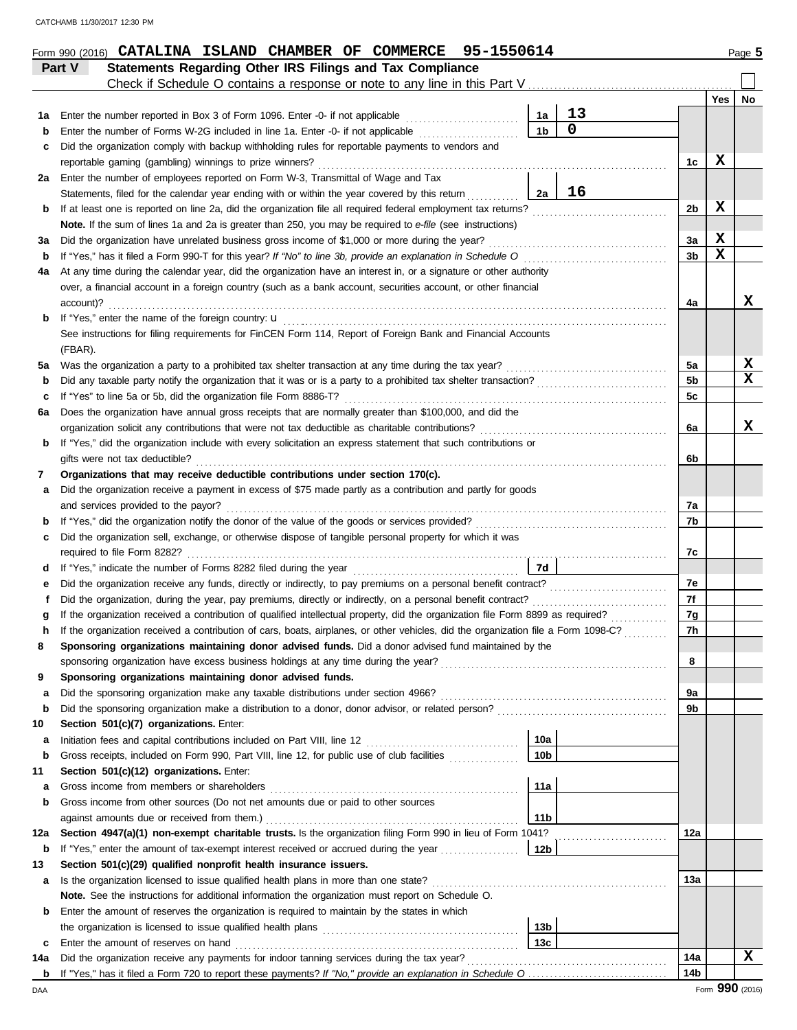Form 990 (2016) **CATALINA ISLAND CHAMBER OF COMMERCE 95-1550614** Page 5

## Part V Statements Regarding Other IRS Filings and Tax Compliance

Check if Schedule O contains a response or note to any line in this Part V ☐

| | | | | | Yes | No |
|---|---|---|---|---|---|---|
| 1a | Enter the number reported in Box 3 of Form 1096. Enter -0- if not applicable | 1a | 13 | | | |
| b | Enter the number of Forms W-2G included in line 1a. Enter -0- if not applicable | 1b | 0 | | | |
| c | Did the organization comply with backup withholding rules for reportable payments to vendors and reportable gaming (gambling) winnings to prize winners? | | | 1c | X | |
| 2a | Enter the number of employees reported on Form W-3, Transmittal of Wage and Tax Statements, filed for the calendar year ending with or within the year covered by this return | 2a | 16 | | | |
| b | If at least one is reported on line 2a, did the organization file all required federal employment tax returns? | | | 2b | X | |
| | **Note.** If the sum of lines 1a and 2a is greater than 250, you may be required to *e-file* (see instructions) | | | | | |
| 3a | Did the organization have unrelated business gross income of $1,000 or more during the year? | | | 3a | X | |
| b | If "Yes," has it filed a Form 990-T for this year? *If "No" to line 3b, provide an explanation in Schedule O* | | | 3b | X | |
| 4a | At any time during the calendar year, did the organization have an interest in, or a signature or other authority over, a financial account in a foreign country (such as a bank account, securities account, or other financial account)? | | | 4a | | X |
| b | If "Yes," enter the name of the foreign country: u | | | | | |
| | See instructions for filing requirements for FinCEN Form 114, Report of Foreign Bank and Financial Accounts (FBAR). | | | | | |
| 5a | Was the organization a party to a prohibited tax shelter transaction at any time during the tax year? | | | 5a | | X |
| b | Did any taxable party notify the organization that it was or is a party to a prohibited tax shelter transaction? | | | 5b | | X |
| c | If "Yes" to line 5a or 5b, did the organization file Form 8886-T? | | | 5c | | |
| 6a | Does the organization have annual gross receipts that are normally greater than $100,000, and did the organization solicit any contributions that were not tax deductible as charitable contributions? | | | 6a | | X |
| b | If "Yes," did the organization include with every solicitation an express statement that such contributions or gifts were not tax deductible? | | | 6b | | |
| 7 | **Organizations that may receive deductible contributions under section 170(c).** | | | | | |
| a | Did the organization receive a payment in excess of $75 made partly as a contribution and partly for goods and services provided to the payor? | | | 7a | | |
| b | If "Yes," did the organization notify the donor of the value of the goods or services provided? | | | 7b | | |
| c | Did the organization sell, exchange, or otherwise dispose of tangible personal property for which it was required to file Form 8282? | | | 7c | | |
| d | If "Yes," indicate the number of Forms 8282 filed during the year | 7d | | | | |
| e | Did the organization receive any funds, directly or indirectly, to pay premiums on a personal benefit contract? | | | 7e | | |
| f | Did the organization, during the year, pay premiums, directly or indirectly, on a personal benefit contract? | | | 7f | | |
| g | If the organization received a contribution of qualified intellectual property, did the organization file Form 8899 as required? | | | 7g | | |
| h | If the organization received a contribution of cars, boats, airplanes, or other vehicles, did the organization file a Form 1098-C? | | | 7h | | |
| 8 | **Sponsoring organizations maintaining donor advised funds.** Did a donor advised fund maintained by the sponsoring organization have excess business holdings at any time during the year? | | | 8 | | |
| 9 | **Sponsoring organizations maintaining donor advised funds.** | | | | | |
| a | Did the sponsoring organization make any taxable distributions under section 4966? | | | 9a | | |
| b | Did the sponsoring organization make a distribution to a donor, donor advisor, or related person? | | | 9b | | |
| 10 | **Section 501(c)(7) organizations.** Enter: | | | | | |
| a | Initiation fees and capital contributions included on Part VIII, line 12 | 10a | | | | |
| b | Gross receipts, included on Form 990, Part VIII, line 12, for public use of club facilities | 10b | | | | |
| 11 | **Section 501(c)(12) organizations.** Enter: | | | | | |
| a | Gross income from members or shareholders | 11a | | | | |
| b | Gross income from other sources (Do not net amounts due or paid to other sources against amounts due or received from them.) | 11b | | | | |
| 12a | **Section 4947(a)(1) non-exempt charitable trusts.** Is the organization filing Form 990 in lieu of Form 1041? | | | 12a | | |
| b | If "Yes," enter the amount of tax-exempt interest received or accrued during the year | 12b | | | | |
| 13 | **Section 501(c)(29) qualified nonprofit health insurance issuers.** | | | | | |
| a | Is the organization licensed to issue qualified health plans in more than one state? | | | 13a | | |
| | **Note.** See the instructions for additional information the organization must report on Schedule O. | | | | | |
| b | Enter the amount of reserves the organization is required to maintain by the states in which the organization is licensed to issue qualified health plans | 13b | | | | |
| c | Enter the amount of reserves on hand | 13c | | | | |
| 14a | Did the organization receive any payments for indoor tanning services during the tax year? | | | 14a | | X |
| b | If "Yes," has it filed a Form 720 to report these payments? *If "No," provide an explanation in Schedule O* | | | 14b | | |

Form **990** (2016)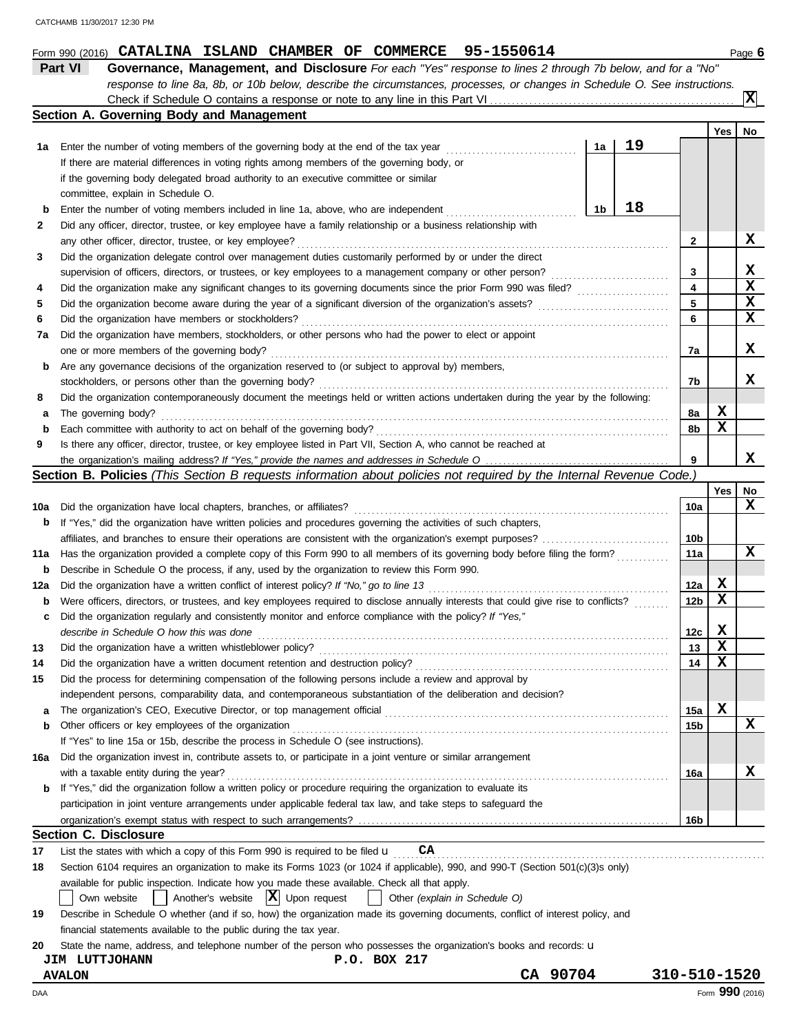Form 990 (2016) **CATALINA ISLAND CHAMBER OF COMMERCE 95-1550614**

## Part VI Governance, Management, and Disclosure

*For each "Yes" response to lines 2 through 7b below, and for a "No" response to line 8a, 8b, or 10b below, describe the circumstances, processes, or changes in Schedule O. See instructions.*

Check if Schedule O contains a response or note to any line in this Part VI ... [X]

### Section A. Governing Body and Management

| | | | | Line | Yes | No |
|---|---|---|---|---|---|---|
| **1a** | Enter the number of voting members of the governing body at the end of the tax year. If there are material differences in voting rights among members of the governing body, or if the governing body delegated broad authority to an executive committee or similar committee, explain in Schedule O. | 1a | 19 | | | |
| **b** | Enter the number of voting members included in line 1a, above, who are independent | 1b | 18 | | | |
| **2** | Did any officer, director, trustee, or key employee have a family relationship or a business relationship with any other officer, director, trustee, or key employee? | | | 2 | | X |
| **3** | Did the organization delegate control over management duties customarily performed by or under the direct supervision of officers, directors, or trustees, or key employees to a management company or other person? | | | 3 | | X |
| **4** | Did the organization make any significant changes to its governing documents since the prior Form 990 was filed? | | | 4 | | X |
| **5** | Did the organization become aware during the year of a significant diversion of the organization's assets? | | | 5 | | X |
| **6** | Did the organization have members or stockholders? | | | 6 | | X |
| **7a** | Did the organization have members, stockholders, or other persons who had the power to elect or appoint one or more members of the governing body? | | | 7a | | X |
| **b** | Are any governance decisions of the organization reserved to (or subject to approval by) members, stockholders, or persons other than the governing body? | | | 7b | | X |
| **8** | Did the organization contemporaneously document the meetings held or written actions undertaken during the year by the following: | | | | | |
| **a** | The governing body? | | | 8a | X | |
| **b** | Each committee with authority to act on behalf of the governing body? | | | 8b | X | |
| **9** | Is there any officer, director, trustee, or key employee listed in Part VII, Section A, who cannot be reached at the organization's mailing address? *If "Yes," provide the names and addresses in Schedule O* | | | 9 | | X |

### Section B. Policies *(This Section B requests information about policies not required by the Internal Revenue Code.)*

| | | Line | Yes | No |
|---|---|---|---|---|
| **10a** | Did the organization have local chapters, branches, or affiliates? | 10a | | X |
| **b** | If "Yes," did the organization have written policies and procedures governing the activities of such chapters, affiliates, and branches to ensure their operations are consistent with the organization's exempt purposes? | 10b | | |
| **11a** | Has the organization provided a complete copy of this Form 990 to all members of its governing body before filing the form? | 11a | | X |
| **b** | Describe in Schedule O the process, if any, used by the organization to review this Form 990. | | | |
| **12a** | Did the organization have a written conflict of interest policy? *If "No," go to line 13* | 12a | X | |
| **b** | Were officers, directors, or trustees, and key employees required to disclose annually interests that could give rise to conflicts? | 12b | X | |
| **c** | Did the organization regularly and consistently monitor and enforce compliance with the policy? *If "Yes," describe in Schedule O how this was done* | 12c | X | |
| **13** | Did the organization have a written whistleblower policy? | 13 | X | |
| **14** | Did the organization have a written document retention and destruction policy? | 14 | X | |
| **15** | Did the process for determining compensation of the following persons include a review and approval by independent persons, comparability data, and contemporaneous substantiation of the deliberation and decision? | | | |
| **a** | The organization's CEO, Executive Director, or top management official | 15a | X | |
| **b** | Other officers or key employees of the organization | 15b | | X |
| | If "Yes" to line 15a or 15b, describe the process in Schedule O (see instructions). | | | |
| **16a** | Did the organization invest in, contribute assets to, or participate in a joint venture or similar arrangement with a taxable entity during the year? | 16a | | X |
| **b** | If "Yes," did the organization follow a written policy or procedure requiring the organization to evaluate its participation in joint venture arrangements under applicable federal tax law, and take steps to safeguard the organization's exempt status with respect to such arrangements? | 16b | | |

### Section C. Disclosure

**17** List the states with which a copy of this Form 990 is required to be filed u **CA**

**18** Section 6104 requires an organization to make its Forms 1023 (or 1024 if applicable), 990, and 990-T (Section 501(c)(3)s only) available for public inspection. Indicate how you made these available. Check all that apply.

[ ] Own website [ ] Another's website [X] Upon request [ ] Other *(explain in Schedule O)*

**19** Describe in Schedule O whether (and if so, how) the organization made its governing documents, conflict of interest policy, and financial statements available to the public during the tax year.

**20** State the name, address, and telephone number of the person who possesses the organization's books and records: u

**JIM LUTTJOHANN** **P.O. BOX 217**
**AVALON** **CA 90704** **310-510-1520**

Form **990** (2016)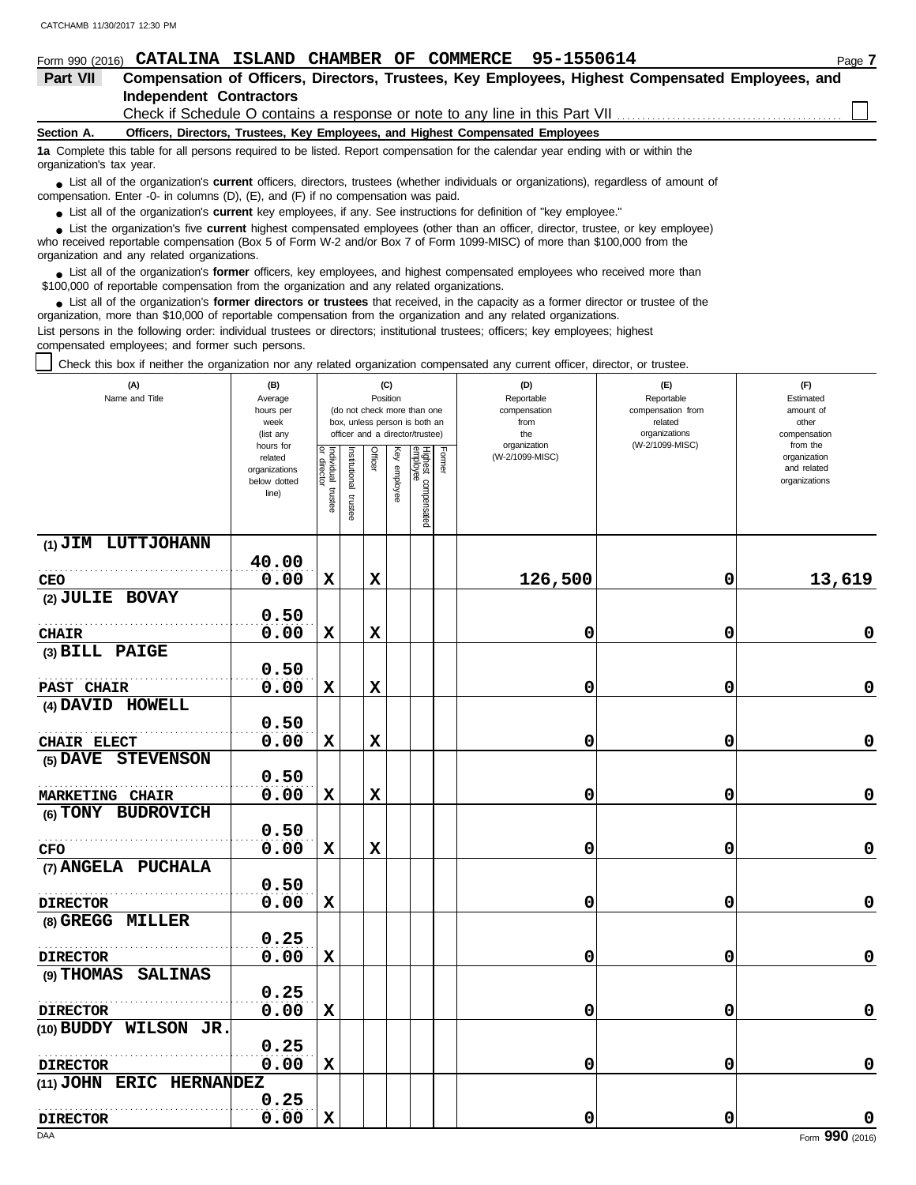Form 990 (2016) **CATALINA ISLAND CHAMBER OF COMMERCE 95-1550614** Page 7

## Part VII Compensation of Officers, Directors, Trustees, Key Employees, Highest Compensated Employees, and Independent Contractors

Check if Schedule O contains a response or note to any line in this Part VII ☐

### Section A. Officers, Directors, Trustees, Key Employees, and Highest Compensated Employees

**1a** Complete this table for all persons required to be listed. Report compensation for the calendar year ending with or within the organization's tax year.

- List all of the organization's **current** officers, directors, trustees (whether individuals or organizations), regardless of amount of compensation. Enter -0- in columns (D), (E), and (F) if no compensation was paid.
- List all of the organization's **current** key employees, if any. See instructions for definition of "key employee."
- List the organization's five **current** highest compensated employees (other than an officer, director, trustee, or key employee) who received reportable compensation (Box 5 of Form W-2 and/or Box 7 of Form 1099-MISC) of more than $100,000 from the organization and any related organizations.
- List all of the organization's **former** officers, key employees, and highest compensated employees who received more than $100,000 of reportable compensation from the organization and any related organizations.
- List all of the organization's **former directors or trustees** that received, in the capacity as a former director or trustee of the organization, more than $10,000 of reportable compensation from the organization and any related organizations.

List persons in the following order: individual trustees or directors; institutional trustees; officers; key employees; highest compensated employees; and former such persons.

☐ Check this box if neither the organization nor any related organization compensated any current officer, director, or trustee.

| (A) Name and Title | (B) Average hours per week (list any hours for related organizations below dotted line) | (C) Position (do not check more than one box, unless person is both an officer and a director/trustee) | | | | | | (D) Reportable compensation from the organization (W-2/1099-MISC) | (E) Reportable compensation from related organizations (W-2/1099-MISC) | (F) Estimated amount of other compensation from the organization and related organizations |
|---|---|---|---|---|---|---|---|---|---|---|
| | | Individual trustee or director | Institutional trustee | Officer | Key employee | Highest compensated employee | Former | | | |
| (1) JIM LUTTJOHANN<br>CEO | 40.00<br>0.00 | X | | X | | | | 126,500 | 0 | 13,619 |
| (2) JULIE BOVAY<br>CHAIR | 0.50<br>0.00 | X | | X | | | | 0 | 0 | 0 |
| (3) BILL PAIGE<br>PAST CHAIR | 0.50<br>0.00 | X | | X | | | | 0 | 0 | 0 |
| (4) DAVID HOWELL<br>CHAIR ELECT | 0.50<br>0.00 | X | | X | | | | 0 | 0 | 0 |
| (5) DAVE STEVENSON<br>MARKETING CHAIR | 0.50<br>0.00 | X | | X | | | | 0 | 0 | 0 |
| (6) TONY BUDROVICH<br>CFO | 0.50<br>0.00 | X | | X | | | | 0 | 0 | 0 |
| (7) ANGELA PUCHALA<br>DIRECTOR | 0.50<br>0.00 | X | | | | | | 0 | 0 | 0 |
| (8) GREGG MILLER<br>DIRECTOR | 0.25<br>0.00 | X | | | | | | 0 | 0 | 0 |
| (9) THOMAS SALINAS<br>DIRECTOR | 0.25<br>0.00 | X | | | | | | 0 | 0 | 0 |
| (10) BUDDY WILSON JR.<br>DIRECTOR | 0.25<br>0.00 | X | | | | | | 0 | 0 | 0 |
| (11) JOHN ERIC HERNANDEZ<br>DIRECTOR | 0.25<br>0.00 | X | | | | | | 0 | 0 | 0 |

Form **990** (2016)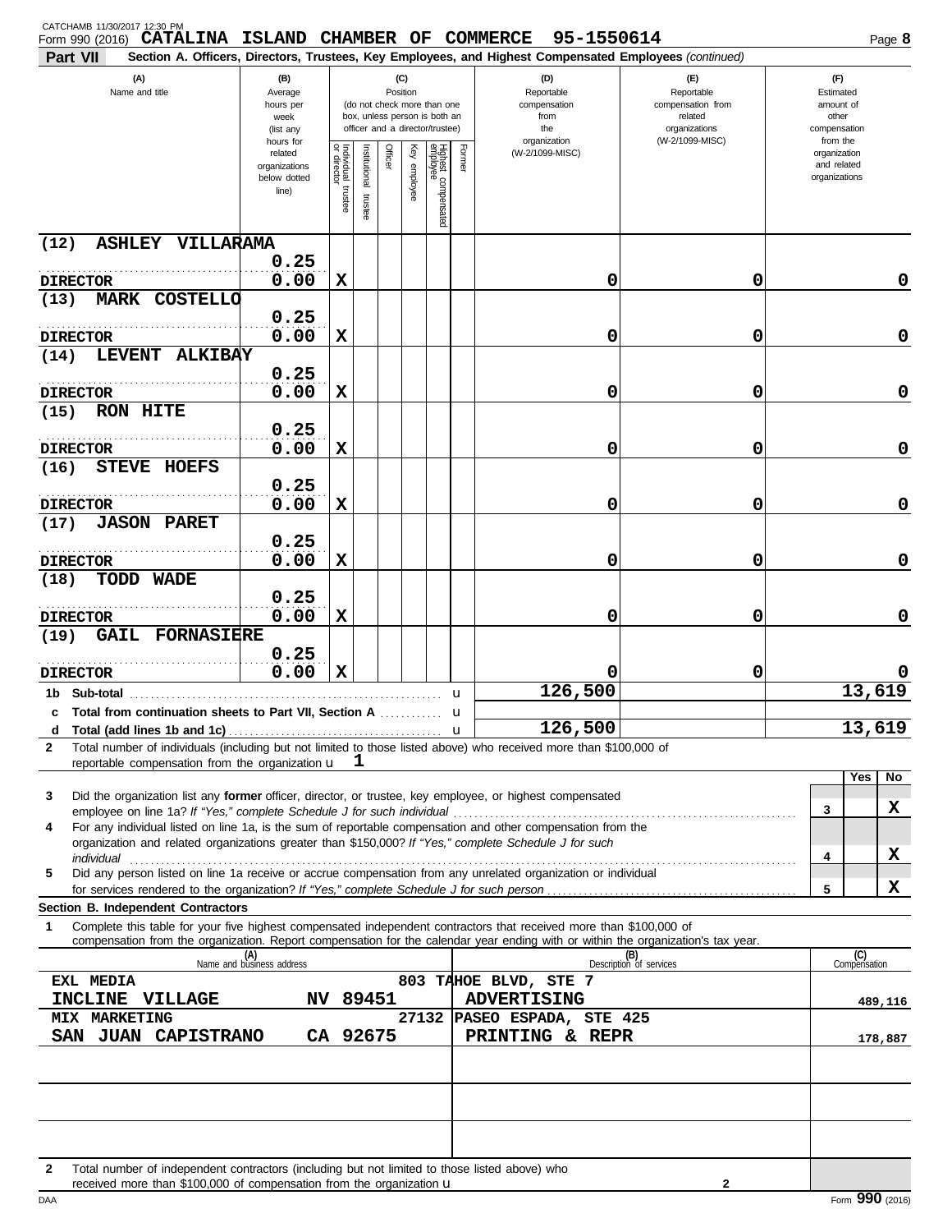CATCHAMB 11/30/2017 12:30 PM

Form 990 (2016) **CATALINA ISLAND CHAMBER OF COMMERCE 95-1550614** Page **8**

**Part VII Section A. Officers, Directors, Trustees, Key Employees, and Highest Compensated Employees** *(continued)*

| (A) Name and title | (B) Average hours per week (list any hours for related organizations below dotted line) | (C) Individual trustee or director | Institutional trustee | Officer | Key employee | Highest compensated employee | Former | (D) Reportable compensation from the organization (W-2/1099-MISC) | (E) Reportable compensation from related organizations (W-2/1099-MISC) | (F) Estimated amount of other compensation from the organization and related organizations |
|---|---|---|---|---|---|---|---|---|---|---|
| (12) ASHLEY VILLARAMA<br>DIRECTOR | 0.25<br>0.00 | X | | | | | | 0 | 0 | 0 |
| (13) MARK COSTELLO<br>DIRECTOR | 0.25<br>0.00 | X | | | | | | 0 | 0 | 0 |
| (14) LEVENT ALKIBAY<br>DIRECTOR | 0.25<br>0.00 | X | | | | | | 0 | 0 | 0 |
| (15) RON HITE<br>DIRECTOR | 0.25<br>0.00 | X | | | | | | 0 | 0 | 0 |
| (16) STEVE HOEFS<br>DIRECTOR | 0.25<br>0.00 | X | | | | | | 0 | 0 | 0 |
| (17) JASON PARET<br>DIRECTOR | 0.25<br>0.00 | X | | | | | | 0 | 0 | 0 |
| (18) TODD WADE<br>DIRECTOR | 0.25<br>0.00 | X | | | | | | 0 | 0 | 0 |
| (19) GAIL FORNASIERE<br>DIRECTOR | 0.25<br>0.00 | X | | | | | | 0 | 0 | 0 |
| **1b Sub-total** | | | | | | | | 126,500 | | 13,619 |
| **c Total from continuation sheets to Part VII, Section A** | | | | | | | | | | |
| **d Total (add lines 1b and 1c)** | | | | | | | | 126,500 | | 13,619 |

**2** Total number of individuals (including but not limited to those listed above) who received more than $100,000 of reportable compensation from the organization u **1**

| | | Yes | No |
|---|---|---|---|
| **3** Did the organization list any **former** officer, director, or trustee, key employee, or highest compensated employee on line 1a? *If "Yes," complete Schedule J for such individual* | 3 | | X |
| **4** For any individual listed on line 1a, is the sum of reportable compensation and other compensation from the organization and related organizations greater than $150,000? *If "Yes," complete Schedule J for such individual* | 4 | | X |
| **5** Did any person listed on line 1a receive or accrue compensation from any unrelated organization or individual for services rendered to the organization? *If "Yes," complete Schedule J for such person* | 5 | | X |

**Section B. Independent Contractors**

**1** Complete this table for your five highest compensated independent contractors that received more than $100,000 of compensation from the organization. Report compensation for the calendar year ending with or within the organization's tax year.

| (A) Name and business address | (B) Description of services | (C) Compensation |
|---|---|---|
| EXL MEDIA 803 TAHOE BLVD, STE 7<br>INCLINE VILLAGE NV 89451 | ADVERTISING | 489,116 |
| MIX MARKETING 27132 PASEO ESPADA, STE 425<br>SAN JUAN CAPISTRANO CA 92675 | PRINTING & REPR | 178,887 |
| | | |
| | | |
| | | |

**2** Total number of independent contractors (including but not limited to those listed above) who received more than $100,000 of compensation from the organization u **2**

DAA Form **990** (2016)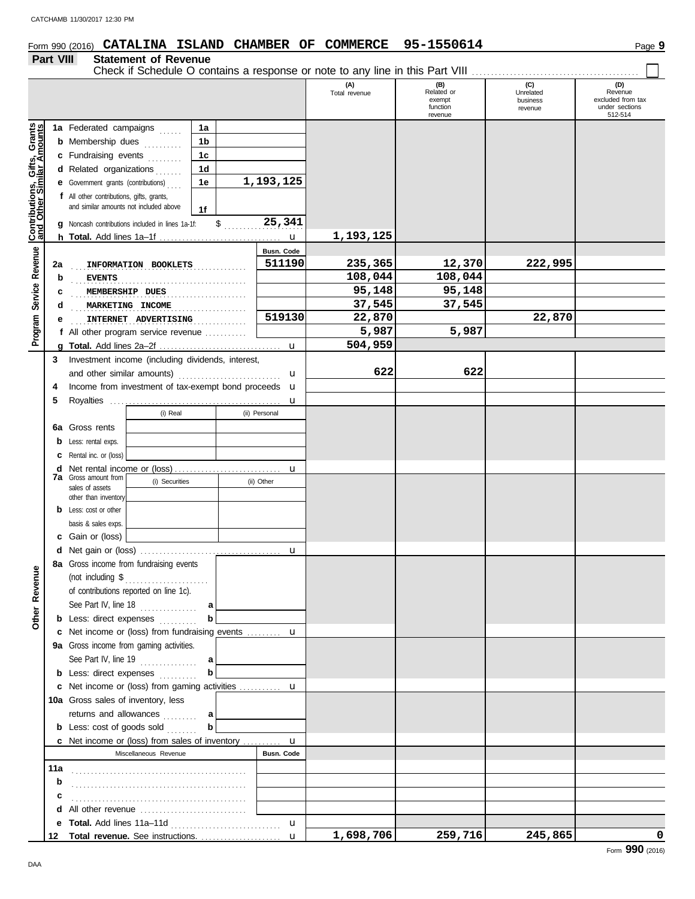Form 990 (2016) **CATALINA ISLAND CHAMBER OF COMMERCE 95-1550614** Page 9

## Part VIII Statement of Revenue

Check if Schedule O contains a response or note to any line in this Part VIII . . . . . . . . . . . . . . . . . . . . . . . . . . . . . . . . . . . . . . . . ☐

| | | | (A) Total revenue | (B) Related or exempt function revenue | (C) Unrelated business revenue | (D) Revenue excluded from tax under sections 512-514 |
|---|---|---|---|---|---|---|
| **Contributions, Gifts, Grants and Other Similar Amounts** | | | | | | |
| 1a | Federated campaigns | 1a | | | | |
| b | Membership dues | 1b | | | | |
| c | Fundraising events | 1c | | | | |
| d | Related organizations | 1d | | | | |
| e | Government grants (contributions) | 1e 1,193,125 | | | | |
| f | All other contributions, gifts, grants, and similar amounts not included above | 1f | | | | |
| g | Noncash contributions included in lines 1a-1f: $ 25,341 | | | | | |
| h | **Total.** Add lines 1a–1f | | 1,193,125 | | | |
| **Program Service Revenue** | | Busn. Code | | | | |
| 2a | INFORMATION BOOKLETS | 511190 | 235,365 | 12,370 | 222,995 | |
| b | EVENTS | | 108,044 | 108,044 | | |
| c | MEMBERSHIP DUES | | 95,148 | 95,148 | | |
| d | MARKETING INCOME | | 37,545 | 37,545 | | |
| e | INTERNET ADVERTISING | 519130 | 22,870 | | 22,870 | |
| f | All other program service revenue | | 5,987 | 5,987 | | |
| g | **Total.** Add lines 2a–2f | | 504,959 | | | |
| **Other Revenue** | | | | | | |
| 3 | Investment income (including dividends, interest, and other similar amounts) | | 622 | 622 | | |
| 4 | Income from investment of tax-exempt bond proceeds | | | | | |
| 5 | Royalties | | | | | |
| | | (i) Real / (ii) Personal | | | | |
| 6a | Gross rents | | | | | |
| b | Less: rental exps. | | | | | |
| c | Rental inc. or (loss) | | | | | |
| d | Net rental income or (loss) | | | | | |
| 7a | Gross amount from sales of assets other than inventory | (i) Securities / (ii) Other | | | | |
| b | Less: cost or other basis & sales exps. | | | | | |
| c | Gain or (loss) | | | | | |
| d | Net gain or (loss) | | | | | |
| 8a | Gross income from fundraising events (not including $ ______ of contributions reported on line 1c). See Part IV, line 18 | a | | | | |
| b | Less: direct expenses | b | | | | |
| c | Net income or (loss) from fundraising events | | | | | |
| 9a | Gross income from gaming activities. See Part IV, line 19 | a | | | | |
| b | Less: direct expenses | b | | | | |
| c | Net income or (loss) from gaming activities | | | | | |
| 10a | Gross sales of inventory, less returns and allowances | a | | | | |
| b | Less: cost of goods sold | b | | | | |
| c | Net income or (loss) from sales of inventory | | | | | |
| | Miscellaneous Revenue | Busn. Code | | | | |
| 11a | | | | | | |
| b | | | | | | |
| c | | | | | | |
| d | All other revenue | | | | | |
| e | **Total.** Add lines 11a–11d | | | | | |
| 12 | **Total revenue.** See instructions. | | 1,698,706 | 259,716 | 245,865 | 0 |

Form **990** (2016)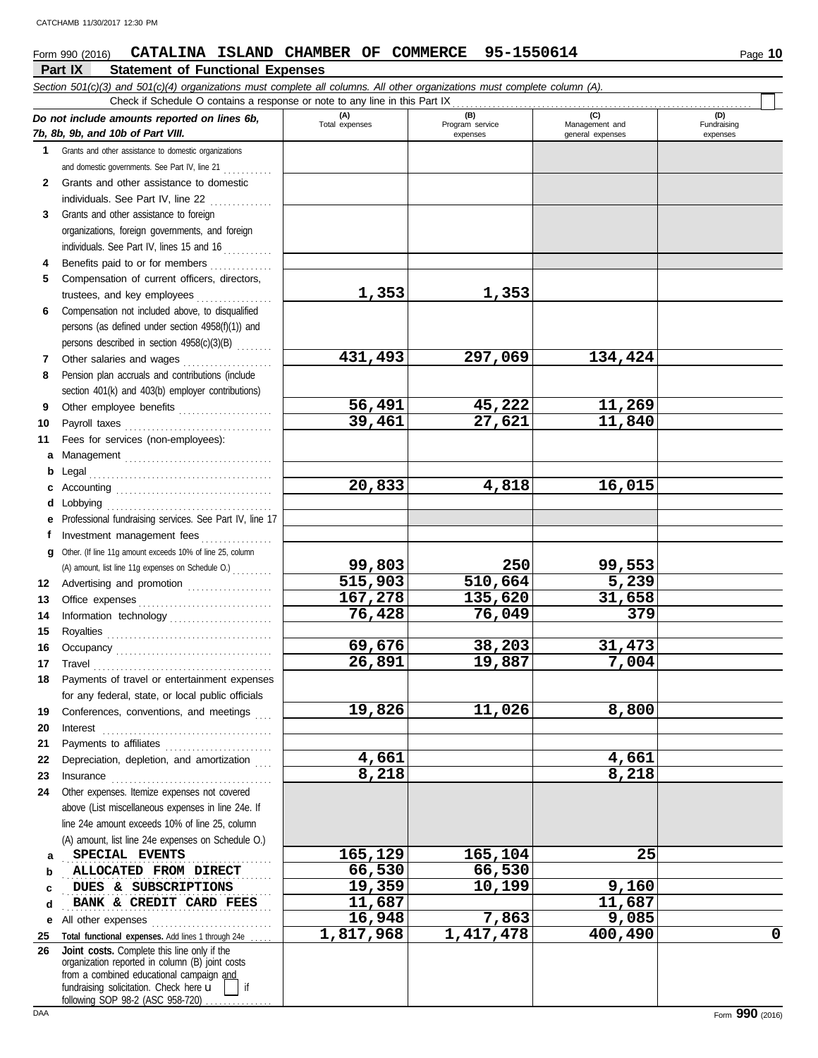Form 990 (2016) **CATALINA ISLAND CHAMBER OF COMMERCE 95-1550614**

## Part IX Statement of Functional Expenses

*Section 501(c)(3) and 501(c)(4) organizations must complete all columns. All other organizations must complete column (A).*

Check if Schedule O contains a response or note to any line in this Part IX

| *Do not include amounts reported on lines 6b, 7b, 8b, 9b, and 10b of Part VIII.* | (A) Total expenses | (B) Program service expenses | (C) Management and general expenses | (D) Fundraising expenses |
|---|---|---|---|---|
| **1** Grants and other assistance to domestic organizations and domestic governments. See Part IV, line 21 | | | | |
| **2** Grants and other assistance to domestic individuals. See Part IV, line 22 | | | | |
| **3** Grants and other assistance to foreign organizations, foreign governments, and foreign individuals. See Part IV, lines 15 and 16 | | | | |
| **4** Benefits paid to or for members | | | | |
| **5** Compensation of current officers, directors, trustees, and key employees | 1,353 | 1,353 | | |
| **6** Compensation not included above, to disqualified persons (as defined under section 4958(f)(1)) and persons described in section 4958(c)(3)(B) | | | | |
| **7** Other salaries and wages | 431,493 | 297,069 | 134,424 | |
| **8** Pension plan accruals and contributions (include section 401(k) and 403(b) employer contributions) | | | | |
| **9** Other employee benefits | 56,491 | 45,222 | 11,269 | |
| **10** Payroll taxes | 39,461 | 27,621 | 11,840 | |
| **11** Fees for services (non-employees): | | | | |
| **a** Management | | | | |
| **b** Legal | | | | |
| **c** Accounting | 20,833 | 4,818 | 16,015 | |
| **d** Lobbying | | | | |
| **e** Professional fundraising services. See Part IV, line 17 | | | | |
| **f** Investment management fees | | | | |
| **g** Other. (If line 11g amount exceeds 10% of line 25, column (A) amount, list line 11g expenses on Schedule O.) | 99,803 | 250 | 99,553 | |
| **12** Advertising and promotion | 515,903 | 510,664 | 5,239 | |
| **13** Office expenses | 167,278 | 135,620 | 31,658 | |
| **14** Information technology | 76,428 | 76,049 | 379 | |
| **15** Royalties | | | | |
| **16** Occupancy | 69,676 | 38,203 | 31,473 | |
| **17** Travel | 26,891 | 19,887 | 7,004 | |
| **18** Payments of travel or entertainment expenses for any federal, state, or local public officials | | | | |
| **19** Conferences, conventions, and meetings | 19,826 | 11,026 | 8,800 | |
| **20** Interest | | | | |
| **21** Payments to affiliates | | | | |
| **22** Depreciation, depletion, and amortization | 4,661 | | 4,661 | |
| **23** Insurance | 8,218 | | 8,218 | |
| **24** Other expenses. Itemize expenses not covered above (List miscellaneous expenses in line 24e. If line 24e amount exceeds 10% of line 25, column (A) amount, list line 24e expenses on Schedule O.) | | | | |
| **a** SPECIAL EVENTS | 165,129 | 165,104 | 25 | |
| **b** ALLOCATED FROM DIRECT | 66,530 | 66,530 | | |
| **c** DUES & SUBSCRIPTIONS | 19,359 | 10,199 | 9,160 | |
| **d** BANK & CREDIT CARD FEES | 11,687 | | 11,687 | |
| **e** All other expenses | 16,948 | 7,863 | 9,085 | |
| **25 Total functional expenses.** Add lines 1 through 24e | 1,817,968 | 1,417,478 | 400,490 | 0 |
| **26 Joint costs.** Complete this line only if the organization reported in column (B) joint costs from a combined educational campaign and fundraising solicitation. Check here ☐ if following SOP 98-2 (ASC 958-720) | | | | |

Form **990** (2016)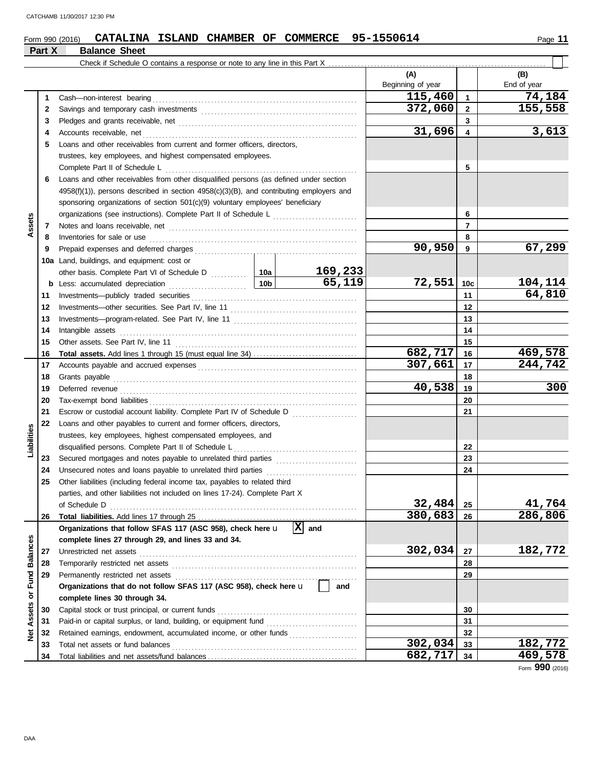Form 990 (2016) **CATALINA ISLAND CHAMBER OF COMMERCE 95-1550614**

## Part X Balance Sheet

Check if Schedule O contains a response or note to any line in this Part X ☐

| | | Description | | | (A) Beginning of year | | (B) End of year |
|---|---|---|---|---|---|---|---|
| **Assets** | 1 | Cash—non-interest bearing | | | 115,460 | 1 | 74,184 |
| | 2 | Savings and temporary cash investments | | | 372,060 | 2 | 155,558 |
| | 3 | Pledges and grants receivable, net | | | | 3 | |
| | 4 | Accounts receivable, net | | | 31,696 | 4 | 3,613 |
| | 5 | Loans and other receivables from current and former officers, directors, trustees, key employees, and highest compensated employees. Complete Part II of Schedule L | | | | 5 | |
| | 6 | Loans and other receivables from other disqualified persons (as defined under section 4958(f)(1)), persons described in section 4958(c)(3)(B), and contributing employers and sponsoring organizations of section 501(c)(9) voluntary employees' beneficiary organizations (see instructions). Complete Part II of Schedule L | | | | 6 | |
| | 7 | Notes and loans receivable, net | | | | 7 | |
| | 8 | Inventories for sale or use | | | | 8 | |
| | 9 | Prepaid expenses and deferred charges | | | 90,950 | 9 | 67,299 |
| | 10a | Land, buildings, and equipment: cost or other basis. Complete Part VI of Schedule D | 10a | 169,233 | | | |
| | b | Less: accumulated depreciation | 10b | 65,119 | 72,551 | 10c | 104,114 |
| | 11 | Investments—publicly traded securities | | | | 11 | 64,810 |
| | 12 | Investments—other securities. See Part IV, line 11 | | | | 12 | |
| | 13 | Investments—program-related. See Part IV, line 11 | | | | 13 | |
| | 14 | Intangible assets | | | | 14 | |
| | 15 | Other assets. See Part IV, line 11 | | | | 15 | |
| | 16 | **Total assets.** Add lines 1 through 15 (must equal line 34) | | | 682,717 | 16 | 469,578 |
| **Liabilities** | 17 | Accounts payable and accrued expenses | | | 307,661 | 17 | 244,742 |
| | 18 | Grants payable | | | | 18 | |
| | 19 | Deferred revenue | | | 40,538 | 19 | 300 |
| | 20 | Tax-exempt bond liabilities | | | | 20 | |
| | 21 | Escrow or custodial account liability. Complete Part IV of Schedule D | | | | 21 | |
| | 22 | Loans and other payables to current and former officers, directors, trustees, key employees, highest compensated employees, and disqualified persons. Complete Part II of Schedule L | | | | 22 | |
| | 23 | Secured mortgages and notes payable to unrelated third parties | | | | 23 | |
| | 24 | Unsecured notes and loans payable to unrelated third parties | | | | 24 | |
| | 25 | Other liabilities (including federal income tax, payables to related third parties, and other liabilities not included on lines 17-24). Complete Part X of Schedule D | | | 32,484 | 25 | 41,764 |
| | 26 | **Total liabilities.** Add lines 17 through 25 | | | 380,683 | 26 | 286,806 |
| **Net Assets or Fund Balances** | | **Organizations that follow SFAS 117 (ASC 958), check here** ☒ **and complete lines 27 through 29, and lines 33 and 34.** | | | | | |
| | 27 | Unrestricted net assets | | | 302,034 | 27 | 182,772 |
| | 28 | Temporarily restricted net assets | | | | 28 | |
| | 29 | Permanently restricted net assets | | | | 29 | |
| | | **Organizations that do not follow SFAS 117 (ASC 958), check here** ☐ **and complete lines 30 through 34.** | | | | | |
| | 30 | Capital stock or trust principal, or current funds | | | | 30 | |
| | 31 | Paid-in or capital surplus, or land, building, or equipment fund | | | | 31 | |
| | 32 | Retained earnings, endowment, accumulated income, or other funds | | | | 32 | |
| | 33 | Total net assets or fund balances | | | 302,034 | 33 | 182,772 |
| | 34 | Total liabilities and net assets/fund balances | | | 682,717 | 34 | 469,578 |

Form **990** (2016)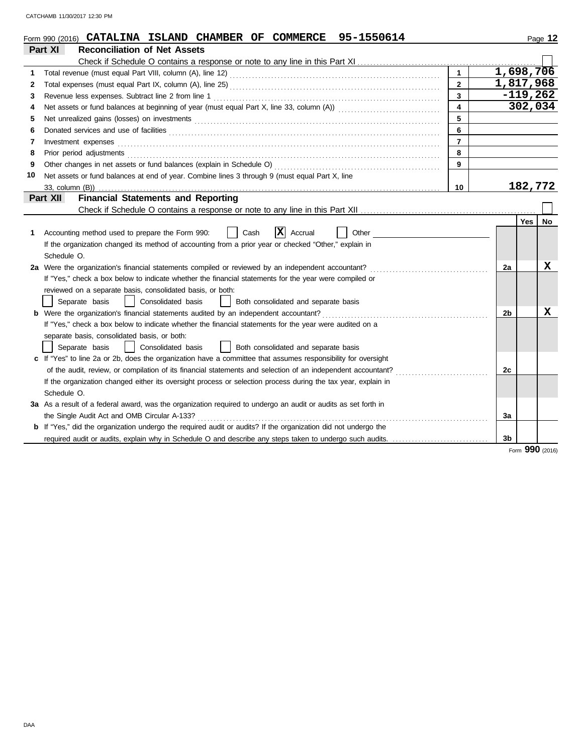Form 990 (2016) **CATALINA ISLAND CHAMBER OF COMMERCE 95-1550614**

## Part XI Reconciliation of Net Assets

Check if Schedule O contains a response or note to any line in this Part XI ☐

| | | Line | Amount |
|---|---|---|---|
| 1 | Total revenue (must equal Part VIII, column (A), line 12) | 1 | 1,698,706 |
| 2 | Total expenses (must equal Part IX, column (A), line 25) | 2 | 1,817,968 |
| 3 | Revenue less expenses. Subtract line 2 from line 1 | 3 | -119,262 |
| 4 | Net assets or fund balances at beginning of year (must equal Part X, line 33, column (A)) | 4 | 302,034 |
| 5 | Net unrealized gains (losses) on investments | 5 | |
| 6 | Donated services and use of facilities | 6 | |
| 7 | Investment expenses | 7 | |
| 8 | Prior period adjustments | 8 | |
| 9 | Other changes in net assets or fund balances (explain in Schedule O) | 9 | |
| 10 | Net assets or fund balances at end of year. Combine lines 3 through 9 (must equal Part X, line 33, column (B)) | 10 | 182,772 |

## Part XII Financial Statements and Reporting

Check if Schedule O contains a response or note to any line in this Part XII ☐

| | | | Yes | No |
|---|---|---|---|---|
| 1 | Accounting method used to prepare the Form 990: ☐ Cash ☒ Accrual ☐ Other<br>If the organization changed its method of accounting from a prior year or checked "Other," explain in Schedule O. | | | |
| 2a | Were the organization's financial statements compiled or reviewed by an independent accountant?<br>If "Yes," check a box below to indicate whether the financial statements for the year were compiled or reviewed on a separate basis, consolidated basis, or both:<br>☐ Separate basis ☐ Consolidated basis ☐ Both consolidated and separate basis | 2a | | X |
| b | Were the organization's financial statements audited by an independent accountant?<br>If "Yes," check a box below to indicate whether the financial statements for the year were audited on a separate basis, consolidated basis, or both:<br>☐ Separate basis ☐ Consolidated basis ☐ Both consolidated and separate basis | 2b | | X |
| c | If "Yes" to line 2a or 2b, does the organization have a committee that assumes responsibility for oversight of the audit, review, or compilation of its financial statements and selection of an independent accountant?<br>If the organization changed either its oversight process or selection process during the tax year, explain in Schedule O. | 2c | | |
| 3a | As a result of a federal award, was the organization required to undergo an audit or audits as set forth in the Single Audit Act and OMB Circular A-133? | 3a | | |
| b | If "Yes," did the organization undergo the required audit or audits? If the organization did not undergo the required audit or audits, explain why in Schedule O and describe any steps taken to undergo such audits. | 3b | | |

Form **990** (2016)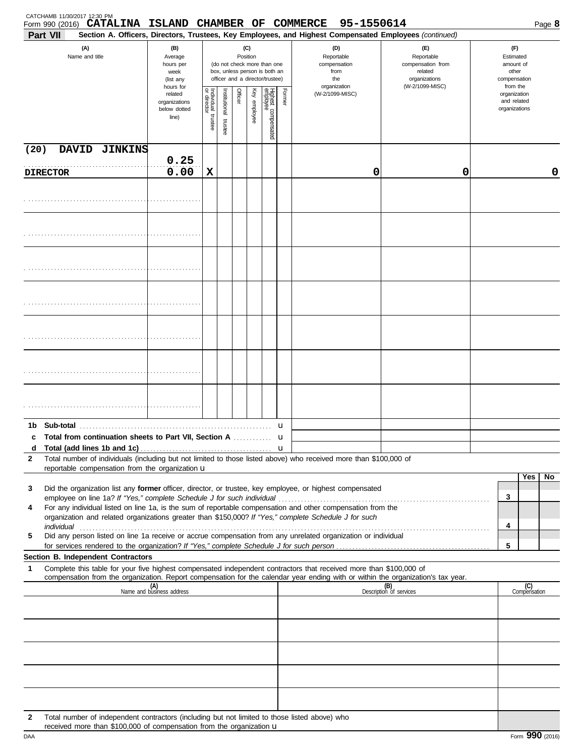CATCHAMB 11/30/2017 12:30 PM

Form 990 (2016) **CATALINA ISLAND CHAMBER OF COMMERCE 95-1550614**

**Part VII** **Section A. Officers, Directors, Trustees, Key Employees, and Highest Compensated Employees** *(continued)*

| (A) Name and title | (B) Average hours per week (list any hours for related organizations below dotted line) | (C) Position: Individual trustee or director | Institutional trustee | Officer | Key employee | Highest compensated employee | Former | (D) Reportable compensation from the organization (W-2/1099-MISC) | (E) Reportable compensation from related organizations (W-2/1099-MISC) | (F) Estimated amount of other compensation from the organization and related organizations |
|---|---|---|---|---|---|---|---|---|---|---|
| (20) DAVID JINKINS<br>DIRECTOR | 0.25<br>0.00 | X | | | | | | 0 | 0 | 0 |
| | | | | | | | | | | |
| | | | | | | | | | | |
| | | | | | | | | | | |
| | | | | | | | | | | |
| | | | | | | | | | | |
| | | | | | | | | | | |
| | | | | | | | | | | |

| | | (D) | (E) | (F) |
|---|---|---|---|---|
| 1b | Sub-total u | | | |
| c | Total from continuation sheets to Part VII, Section A u | | | |
| d | Total (add lines 1b and 1c) u | | | |

2 Total number of individuals (including but not limited to those listed above) who received more than $100,000 of reportable compensation from the organization u

| | | | Yes | No |
|---|---|---|---|---|
| 3 | Did the organization list any **former** officer, director, or trustee, key employee, or highest compensated employee on line 1a? *If "Yes," complete Schedule J for such individual* | 3 | | |
| 4 | For any individual listed on line 1a, is the sum of reportable compensation and other compensation from the organization and related organizations greater than $150,000? *If "Yes," complete Schedule J for such individual* | 4 | | |
| 5 | Did any person listed on line 1a receive or accrue compensation from any unrelated organization or individual for services rendered to the organization? *If "Yes," complete Schedule J for such person* | 5 | | |

**Section B. Independent Contractors**

1 Complete this table for your five highest compensated independent contractors that received more than $100,000 of compensation from the organization. Report compensation for the calendar year ending with or within the organization's tax year.

| (A) Name and business address | (B) Description of services | (C) Compensation |
|---|---|---|
| | | |
| | | |
| | | |
| | | |
| | | |

2 Total number of independent contractors (including but not limited to those listed above) who received more than $100,000 of compensation from the organization u

DAA Form **990** (2016)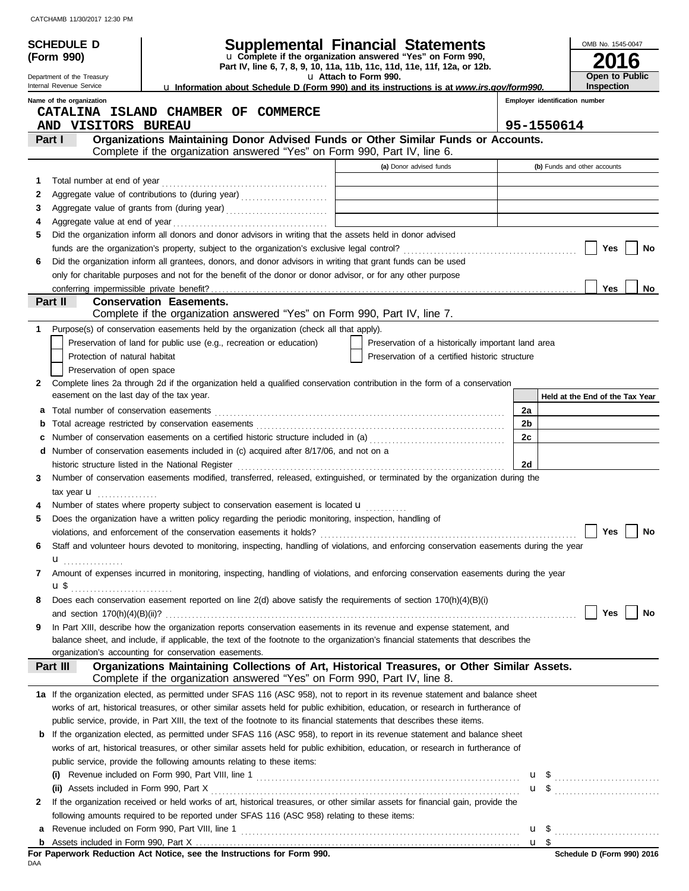CATCHAMB 11/30/2017 12:30 PM

**SCHEDULE D (Form 990)**

Department of the Treasury
Internal Revenue Service

# Supplemental Financial Statements

u Complete if the organization answered "Yes" on Form 990, Part IV, line 6, 7, 8, 9, 10, 11a, 11b, 11c, 11d, 11e, 11f, 12a, or 12b.

u Attach to Form 990.

u Information about Schedule D (Form 990) and its instructions is at *www.irs.gov/form990.*

OMB No. 1545-0047

**2016**

**Open to Public Inspection**

Name of the organization: CATALINA ISLAND CHAMBER OF COMMERCE AND VISITORS BUREAU

Employer identification number: 95-1550614

## Part I Organizations Maintaining Donor Advised Funds or Other Similar Funds or Accounts.

Complete if the organization answered "Yes" on Form 990, Part IV, line 6.

| | | (a) Donor advised funds | (b) Funds and other accounts |
|---|---|---|---|
| 1 | Total number at end of year | | |
| 2 | Aggregate value of contributions to (during year) | | |
| 3 | Aggregate value of grants from (during year) | | |
| 4 | Aggregate value at end of year | | |

5 Did the organization inform all donors and donor advisors in writing that the assets held in donor advised funds are the organization's property, subject to the organization's exclusive legal control? ☐ Yes ☐ No

6 Did the organization inform all grantees, donors, and donor advisors in writing that grant funds can be used only for charitable purposes and not for the benefit of the donor or donor advisor, or for any other purpose conferring impermissible private benefit? ☐ Yes ☐ No

## Part II Conservation Easements.

Complete if the organization answered "Yes" on Form 990, Part IV, line 7.

1 Purpose(s) of conservation easements held by the organization (check all that apply).

- ☐ Preservation of land for public use (e.g., recreation or education)
- ☐ Protection of natural habitat
- ☐ Preservation of open space
- ☐ Preservation of a historically important land area
- ☐ Preservation of a certified historic structure

2 Complete lines 2a through 2d if the organization held a qualified conservation contribution in the form of a conservation easement on the last day of the tax year.

| | | | Held at the End of the Tax Year |
|---|---|---|---|
| a | Total number of conservation easements | 2a | |
| b | Total acreage restricted by conservation easements | 2b | |
| c | Number of conservation easements on a certified historic structure included in (a) | 2c | |
| d | Number of conservation easements included in (c) acquired after 8/17/06, and not on a historic structure listed in the National Register | 2d | |

3 Number of conservation easements modified, transferred, released, extinguished, or terminated by the organization during the tax year u

4 Number of states where property subject to conservation easement is located u

5 Does the organization have a written policy regarding the periodic monitoring, inspection, handling of violations, and enforcement of the conservation easements it holds? ☐ Yes ☐ No

6 Staff and volunteer hours devoted to monitoring, inspecting, handling of violations, and enforcing conservation easements during the year u

7 Amount of expenses incurred in monitoring, inspecting, handling of violations, and enforcing conservation easements during the year u $

8 Does each conservation easement reported on line 2(d) above satisfy the requirements of section 170(h)(4)(B)(i) and section 170(h)(4)(B)(ii)? ☐ Yes ☐ No

9 In Part XIII, describe how the organization reports conservation easements in its revenue and expense statement, and balance sheet, and include, if applicable, the text of the footnote to the organization's financial statements that describes the organization's accounting for conservation easements.

## Part III Organizations Maintaining Collections of Art, Historical Treasures, or Other Similar Assets.

Complete if the organization answered "Yes" on Form 990, Part IV, line 8.

1a If the organization elected, as permitted under SFAS 116 (ASC 958), not to report in its revenue statement and balance sheet works of art, historical treasures, or other similar assets held for public exhibition, education, or research in furtherance of public service, provide, in Part XIII, the text of the footnote to its financial statements that describes these items.

b If the organization elected, as permitted under SFAS 116 (ASC 958), to report in its revenue statement and balance sheet works of art, historical treasures, or other similar assets held for public exhibition, education, or research in furtherance of public service, provide the following amounts relating to these items:

(i) Revenue included on Form 990, Part VIII, line 1 u $

(ii) Assets included in Form 990, Part X u $

2 If the organization received or held works of art, historical treasures, or other similar assets for financial gain, provide the following amounts required to be reported under SFAS 116 (ASC 958) relating to these items:

a Revenue included on Form 990, Part VIII, line 1 u $

b Assets included in Form 990, Part X u $

**For Paperwork Reduction Act Notice, see the Instructions for Form 990.**

DAA

**Schedule D (Form 990) 2016**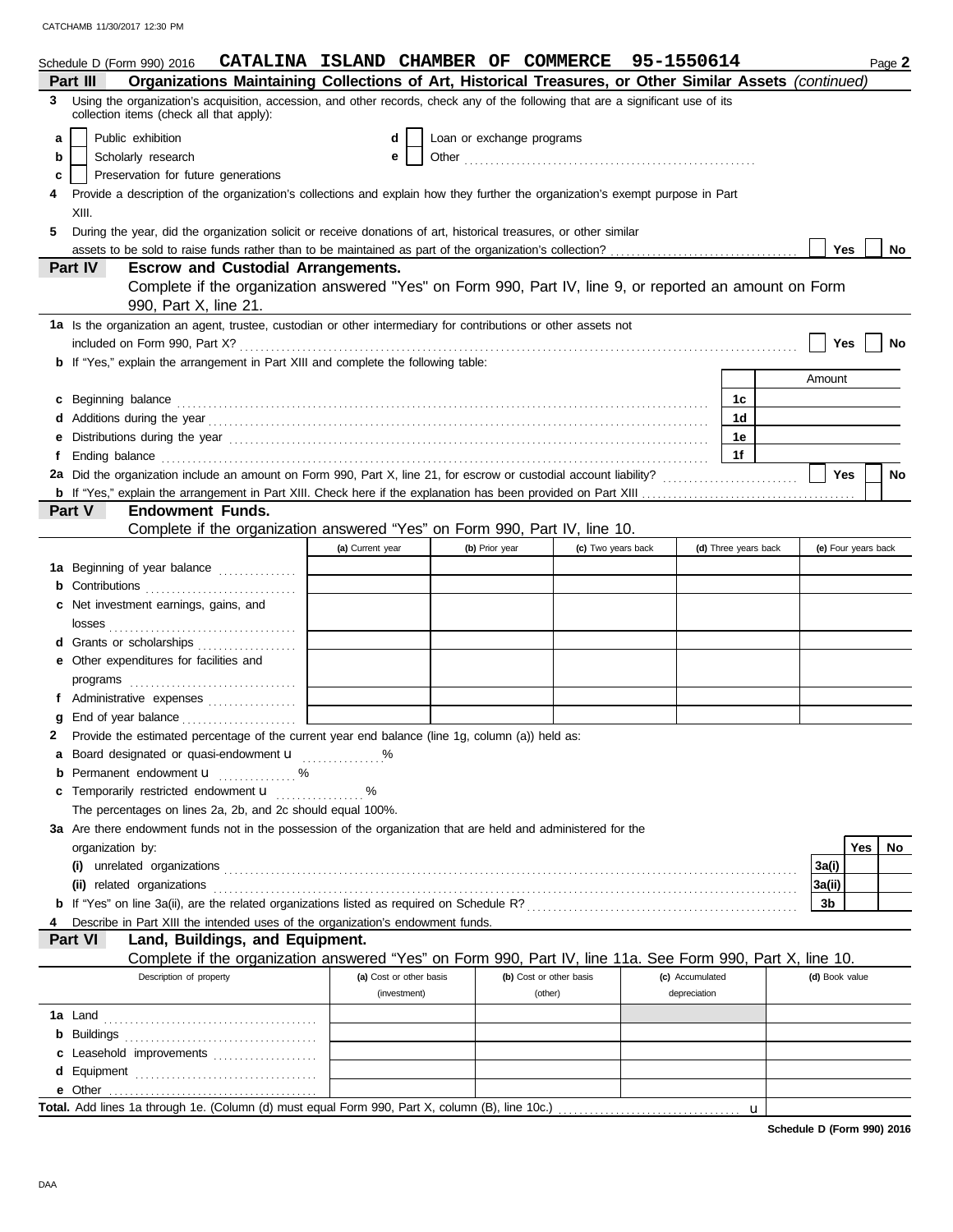Schedule D (Form 990) 2016 **CATALINA ISLAND CHAMBER OF COMMERCE 95-1550614** Page **2**

**Part III — Organizations Maintaining Collections of Art, Historical Treasures, or Other Similar Assets** *(continued)*

**3** Using the organization's acquisition, accession, and other records, check any of the following that are a significant use of its collection items (check all that apply):

- **a** ☐ Public exhibition
- **b** ☐ Scholarly research
- **c** ☐ Preservation for future generations
- **d** ☐ Loan or exchange programs
- **e** ☐ Other ..................................................

**4** Provide a description of the organization's collections and explain how they further the organization's exempt purpose in Part XIII.

**5** During the year, did the organization solicit or receive donations of art, historical treasures, or other similar assets to be sold to raise funds rather than to be maintained as part of the organization's collection? ☐ Yes ☐ No

**Part IV — Escrow and Custodial Arrangements.**

Complete if the organization answered "Yes" on Form 990, Part IV, line 9, or reported an amount on Form 990, Part X, line 21.

**1a** Is the organization an agent, trustee, custodian or other intermediary for contributions or other assets not included on Form 990, Part X? ☐ Yes ☐ No

**b** If "Yes," explain the arrangement in Part XIII and complete the following table:

| | | Amount |
|---|---|---|
| **c** Beginning balance | 1c | |
| **d** Additions during the year | 1d | |
| **e** Distributions during the year | 1e | |
| **f** Ending balance | 1f | |

**2a** Did the organization include an amount on Form 990, Part X, line 21, for escrow or custodial account liability? ☐ Yes ☐ No

**b** If "Yes," explain the arrangement in Part XIII. Check here if the explanation has been provided on Part XIII ☐

**Part V — Endowment Funds.**

Complete if the organization answered "Yes" on Form 990, Part IV, line 10.

| | (a) Current year | (b) Prior year | (c) Two years back | (d) Three years back | (e) Four years back |
|---|---|---|---|---|---|
| **1a** Beginning of year balance | | | | | |
| **b** Contributions | | | | | |
| **c** Net investment earnings, gains, and losses | | | | | |
| **d** Grants or scholarships | | | | | |
| **e** Other expenditures for facilities and programs | | | | | |
| **f** Administrative expenses | | | | | |
| **g** End of year balance | | | | | |

**2** Provide the estimated percentage of the current year end balance (line 1g, column (a)) held as:

- **a** Board designated or quasi-endowment u ............... %
- **b** Permanent endowment u ............... %
- **c** Temporarily restricted endowment u ............... %

The percentages on lines 2a, 2b, and 2c should equal 100%.

**3a** Are there endowment funds not in the possession of the organization that are held and administered for the organization by:

| | | Yes | No |
|---|---|---|---|
| **(i)** unrelated organizations | 3a(i) | | |
| **(ii)** related organizations | 3a(ii) | | |
| **b** If "Yes" on line 3a(ii), are the related organizations listed as required on Schedule R? | 3b | | |

**4** Describe in Part XIII the intended uses of the organization's endowment funds.

**Part VI — Land, Buildings, and Equipment.**

Complete if the organization answered "Yes" on Form 990, Part IV, line 11a. See Form 990, Part X, line 10.

| Description of property | (a) Cost or other basis (investment) | (b) Cost or other basis (other) | (c) Accumulated depreciation | (d) Book value |
|---|---|---|---|---|
| **1a** Land | | | | |
| **b** Buildings | | | | |
| **c** Leasehold improvements | | | | |
| **d** Equipment | | | | |
| **e** Other | | | | |

**Total.** Add lines 1a through 1e. (Column (d) must equal Form 990, Part X, column (B), line 10c.) u

**Schedule D (Form 990) 2016**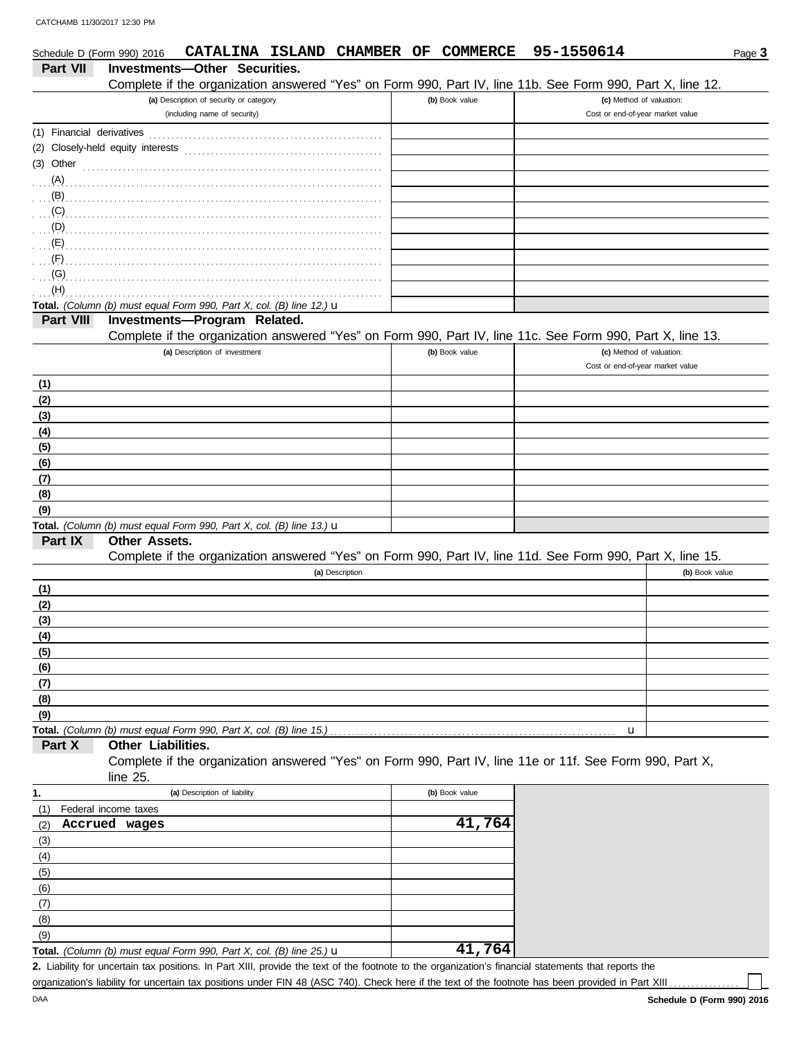Schedule D (Form 990) 2016 **CATALINA ISLAND CHAMBER OF COMMERCE 95-1550614**

## Part VII Investments—Other Securities.

Complete if the organization answered "Yes" on Form 990, Part IV, line 11b. See Form 990, Part X, line 12.

| (a) Description of security or category (including name of security) | (b) Book value | (c) Method of valuation: Cost or end-of-year market value |
|---|---|---|
| (1) Financial derivatives | | |
| (2) Closely-held equity interests | | |
| (3) Other | | |
| (A) | | |
| (B) | | |
| (C) | | |
| (D) | | |
| (E) | | |
| (F) | | |
| (G) | | |
| (H) | | |
| **Total.** *(Column (b) must equal Form 990, Part X, col. (B) line 12.)* u | | |

## Part VIII Investments—Program Related.

Complete if the organization answered "Yes" on Form 990, Part IV, line 11c. See Form 990, Part X, line 13.

| (a) Description of investment | (b) Book value | (c) Method of valuation: Cost or end-of-year market value |
|---|---|---|
| (1) | | |
| (2) | | |
| (3) | | |
| (4) | | |
| (5) | | |
| (6) | | |
| (7) | | |
| (8) | | |
| (9) | | |
| **Total.** *(Column (b) must equal Form 990, Part X, col. (B) line 13.)* u | | |

## Part IX Other Assets.

Complete if the organization answered "Yes" on Form 990, Part IV, line 11d. See Form 990, Part X, line 15.

| (a) Description | (b) Book value |
|---|---|
| (1) | |
| (2) | |
| (3) | |
| (4) | |
| (5) | |
| (6) | |
| (7) | |
| (8) | |
| (9) | |
| **Total.** *(Column (b) must equal Form 990, Part X, col. (B) line 15.)* u | |

## Part X Other Liabilities.

Complete if the organization answered "Yes" on Form 990, Part IV, line 11e or 11f. See Form 990, Part X, line 25.

| 1. (a) Description of liability | (b) Book value |
|---|---|
| (1) Federal income taxes | |
| (2) **Accrued wages** | **41,764** |
| (3) | |
| (4) | |
| (5) | |
| (6) | |
| (7) | |
| (8) | |
| (9) | |
| **Total.** *(Column (b) must equal Form 990, Part X, col. (B) line 25.)* u | **41,764** |

**2.** Liability for uncertain tax positions. In Part XIII, provide the text of the footnote to the organization's financial statements that reports the organization's liability for uncertain tax positions under FIN 48 (ASC 740). Check here if the text of the footnote has been provided in Part XIII ☐

**Schedule D (Form 990) 2016**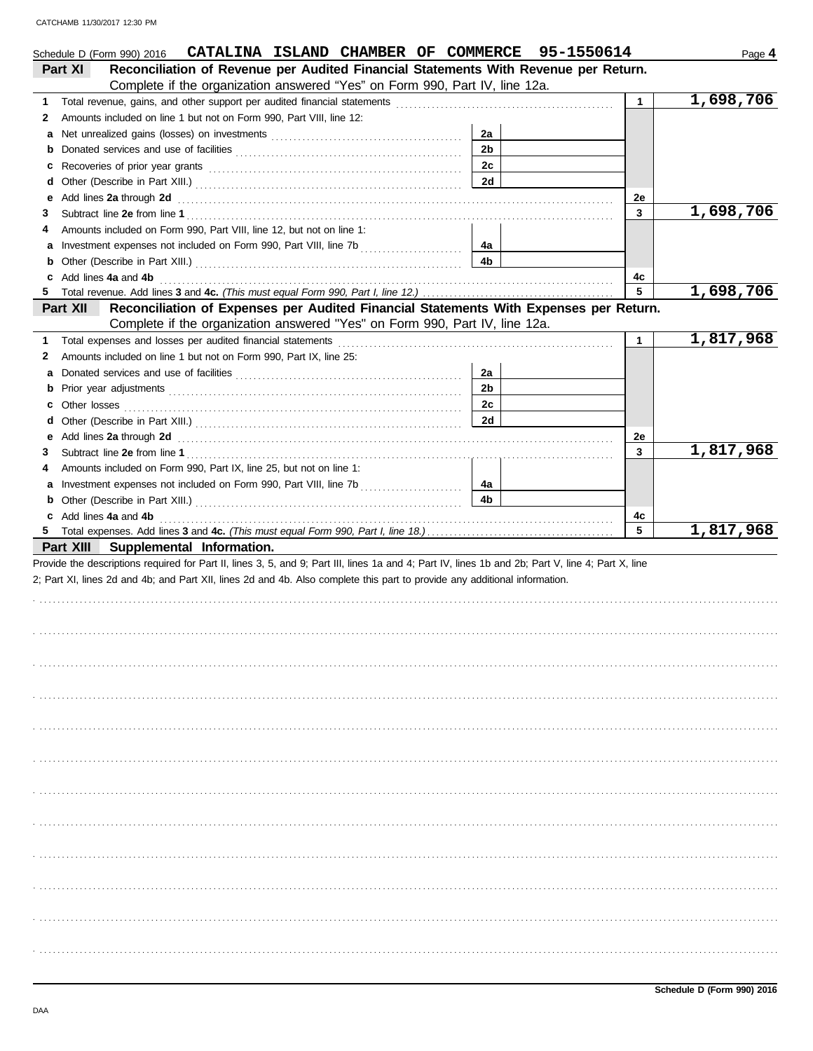Schedule D (Form 990) 2016 **CATALINA ISLAND CHAMBER OF COMMERCE 95-1550614** Page **4**

## Part XI Reconciliation of Revenue per Audited Financial Statements With Revenue per Return.

Complete if the organization answered "Yes" on Form 990, Part IV, line 12a.

| | | | | | |
|---|---|---|---|---|---|
| **1** | Total revenue, gains, and other support per audited financial statements | | | 1 | 1,698,706 |
| **2** | Amounts included on line 1 but not on Form 990, Part VIII, line 12: | | | | |
| **a** | Net unrealized gains (losses) on investments | 2a | | | |
| **b** | Donated services and use of facilities | 2b | | | |
| **c** | Recoveries of prior year grants | 2c | | | |
| **d** | Other (Describe in Part XIII.) | 2d | | | |
| **e** | Add lines **2a** through **2d** | | | 2e | |
| **3** | Subtract line **2e** from line **1** | | | 3 | 1,698,706 |
| **4** | Amounts included on Form 990, Part VIII, line 12, but not on line 1: | | | | |
| **a** | Investment expenses not included on Form 990, Part VIII, line 7b | 4a | | | |
| **b** | Other (Describe in Part XIII.) | 4b | | | |
| **c** | Add lines **4a** and **4b** | | | 4c | |
| **5** | Total revenue. Add lines **3** and **4c.** *(This must equal Form 990, Part I, line 12.)* | | | 5 | 1,698,706 |

## Part XII Reconciliation of Expenses per Audited Financial Statements With Expenses per Return.

Complete if the organization answered "Yes" on Form 990, Part IV, line 12a.

| | | | | | |
|---|---|---|---|---|---|
| **1** | Total expenses and losses per audited financial statements | | | 1 | 1,817,968 |
| **2** | Amounts included on line 1 but not on Form 990, Part IX, line 25: | | | | |
| **a** | Donated services and use of facilities | 2a | | | |
| **b** | Prior year adjustments | 2b | | | |
| **c** | Other losses | 2c | | | |
| **d** | Other (Describe in Part XIII.) | 2d | | | |
| **e** | Add lines **2a** through **2d** | | | 2e | |
| **3** | Subtract line **2e** from line **1** | | | 3 | 1,817,968 |
| **4** | Amounts included on Form 990, Part IX, line 25, but not on line 1: | | | | |
| **a** | Investment expenses not included on Form 990, Part VIII, line 7b | 4a | | | |
| **b** | Other (Describe in Part XIII.) | 4b | | | |
| **c** | Add lines **4a** and **4b** | | | 4c | |
| **5** | Total expenses. Add lines **3** and **4c.** *(This must equal Form 990, Part I, line 18.)* | | | 5 | 1,817,968 |

## Part XIII Supplemental Information.

Provide the descriptions required for Part II, lines 3, 5, and 9; Part III, lines 1a and 4; Part IV, lines 1b and 2b; Part V, line 4; Part X, line 2; Part XI, lines 2d and 4b; and Part XII, lines 2d and 4b. Also complete this part to provide any additional information.

**Schedule D (Form 990) 2016**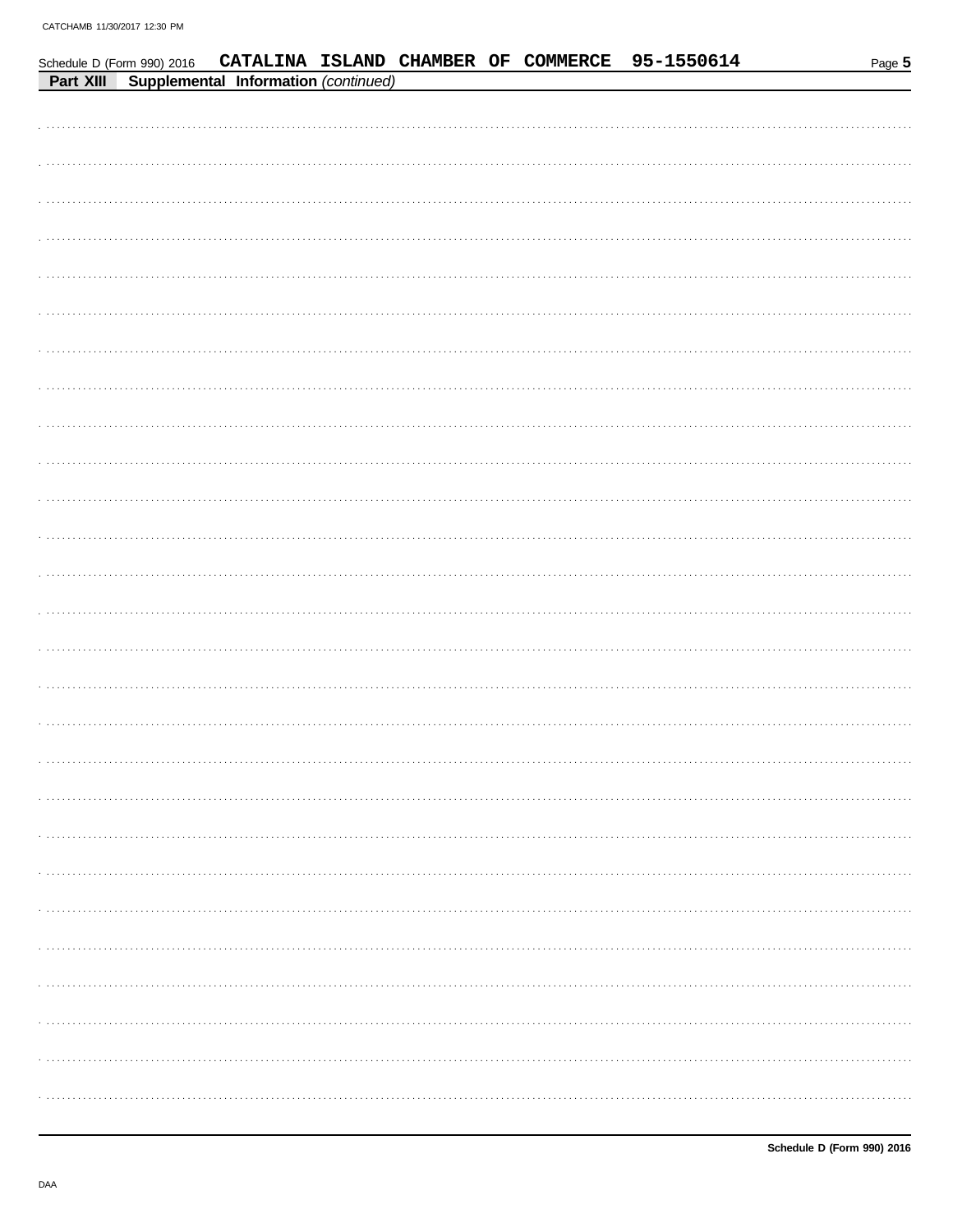Schedule D (Form 990) 2016 CATALINA ISLAND CHAMBER OF COMMERCE 95-1550614

**Part XIII Supplemental Information** *(continued)*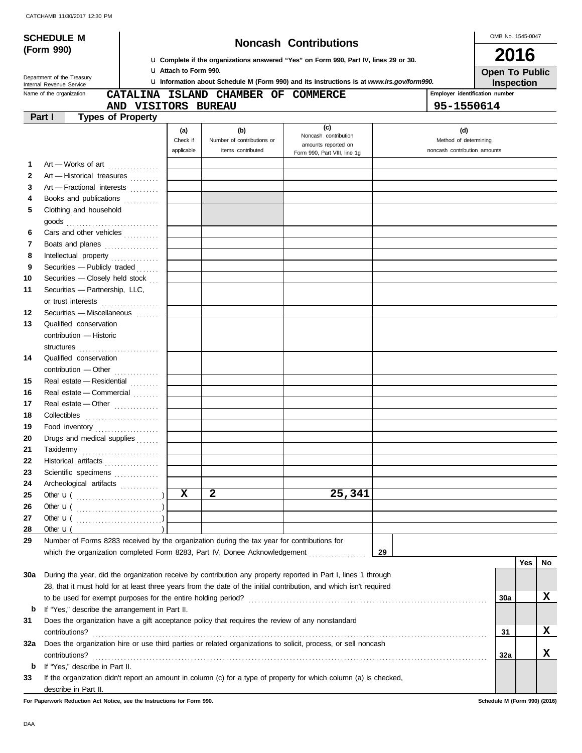CATCHAMB 11/30/2017 12:30 PM

# SCHEDULE M (Form 990)

## Noncash Contributions

u Complete if the organizations answered "Yes" on Form 990, Part IV, lines 29 or 30.

u Attach to Form 990.

u Information about Schedule M (Form 990) and its instructions is at *www.irs.gov/form990.*

OMB No. 1545-0047

**2016**

**Open To Public Inspection**

Department of the Treasury
Internal Revenue Service

Name of the organization: CATALINA ISLAND CHAMBER OF COMMERCE AND VISITORS BUREAU

Employer identification number: 95-1550614

## Part I Types of Property

| | | (a) Check if applicable | (b) Number of contributions or items contributed | (c) Noncash contribution amounts reported on Form 990, Part VIII, line 1g | (d) Method of determining noncash contribution amounts |
|---|---|---|---|---|---|
| 1 | Art — Works of art | | | | |
| 2 | Art — Historical treasures | | | | |
| 3 | Art — Fractional interests | | | | |
| 4 | Books and publications | | | | |
| 5 | Clothing and household goods | | | | |
| 6 | Cars and other vehicles | | | | |
| 7 | Boats and planes | | | | |
| 8 | Intellectual property | | | | |
| 9 | Securities — Publicly traded | | | | |
| 10 | Securities — Closely held stock | | | | |
| 11 | Securities — Partnership, LLC, or trust interests | | | | |
| 12 | Securities — Miscellaneous | | | | |
| 13 | Qualified conservation contribution — Historic structures | | | | |
| 14 | Qualified conservation contribution — Other | | | | |
| 15 | Real estate — Residential | | | | |
| 16 | Real estate — Commercial | | | | |
| 17 | Real estate — Other | | | | |
| 18 | Collectibles | | | | |
| 19 | Food inventory | | | | |
| 20 | Drugs and medical supplies | | | | |
| 21 | Taxidermy | | | | |
| 22 | Historical artifacts | | | | |
| 23 | Scientific specimens | | | | |
| 24 | Archeological artifacts | | | | |
| 25 | Other u ( ) | X | 2 | 25,341 | |
| 26 | Other u ( ) | | | | |
| 27 | Other u ( ) | | | | |
| 28 | Other u ( ) | | | | |

29 Number of Forms 8283 received by the organization during the tax year for contributions for which the organization completed Form 8283, Part IV, Donee Acknowledgement . . . . . **29**

| | | | Yes | No |
|---|---|---|---|---|
| 30a | During the year, did the organization receive by contribution any property reported in Part I, lines 1 through 28, that it must hold for at least three years from the date of the initial contribution, and which isn't required to be used for exempt purposes for the entire holding period? | 30a | | X |
| b | If "Yes," describe the arrangement in Part II. | | | |
| 31 | Does the organization have a gift acceptance policy that requires the review of any nonstandard contributions? | 31 | | X |
| 32a | Does the organization hire or use third parties or related organizations to solicit, process, or sell noncash contributions? | 32a | | X |
| b | If "Yes," describe in Part II. | | | |
| 33 | If the organization didn't report an amount in column (c) for a type of property for which column (a) is checked, describe in Part II. | | | |

For Paperwork Reduction Act Notice, see the Instructions for Form 990.

Schedule M (Form 990) (2016)

DAA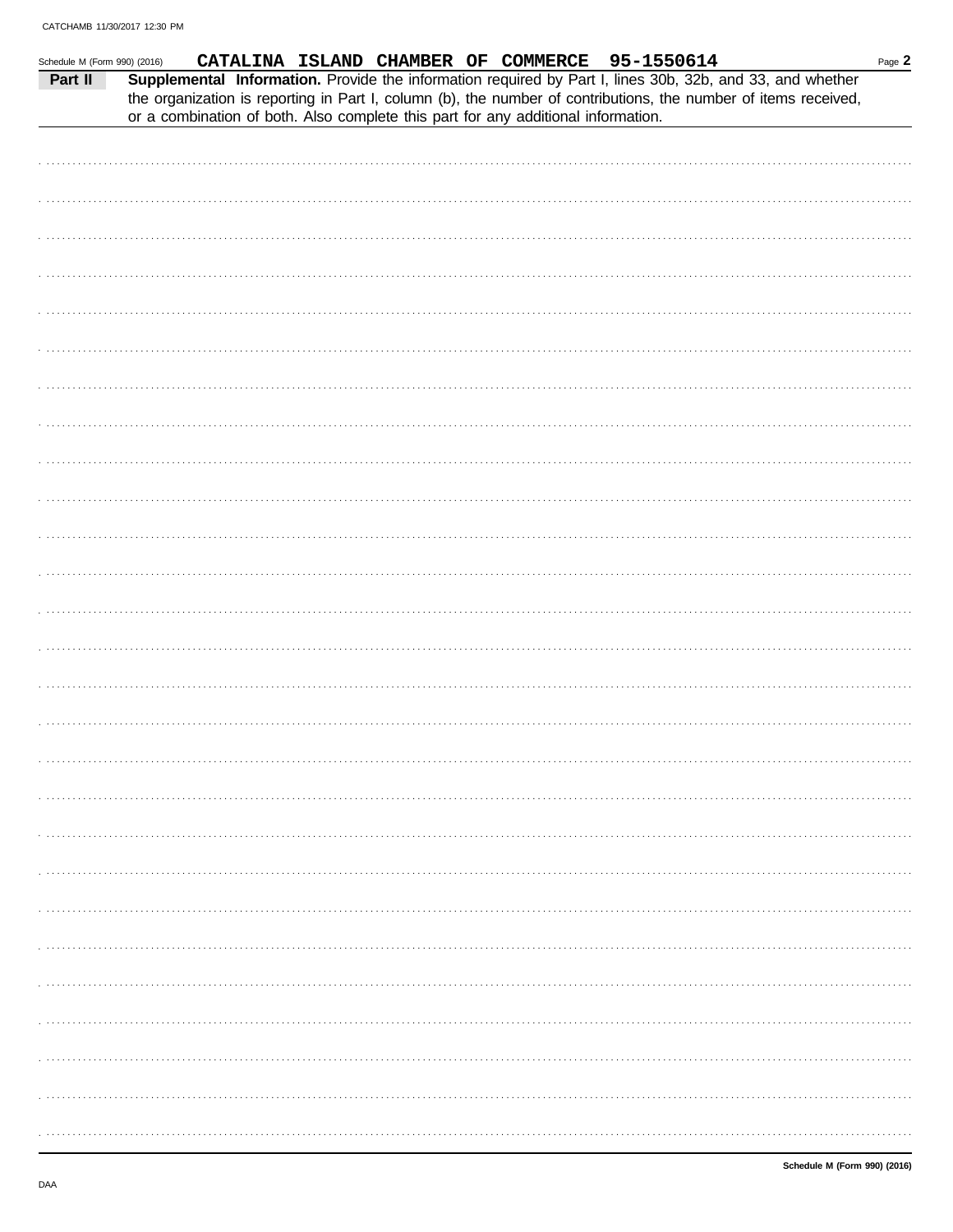CATCHAMB 11/30/2017 12:30 PM

Schedule M (Form 990) (2016) **CATALINA ISLAND CHAMBER OF COMMERCE 95-1550614**

**Part II** **Supplemental Information.** Provide the information required by Part I, lines 30b, 32b, and 33, and whether the organization is reporting in Part I, column (b), the number of contributions, the number of items received, or a combination of both. Also complete this part for any additional information.

Schedule M (Form 990) (2016)

DAA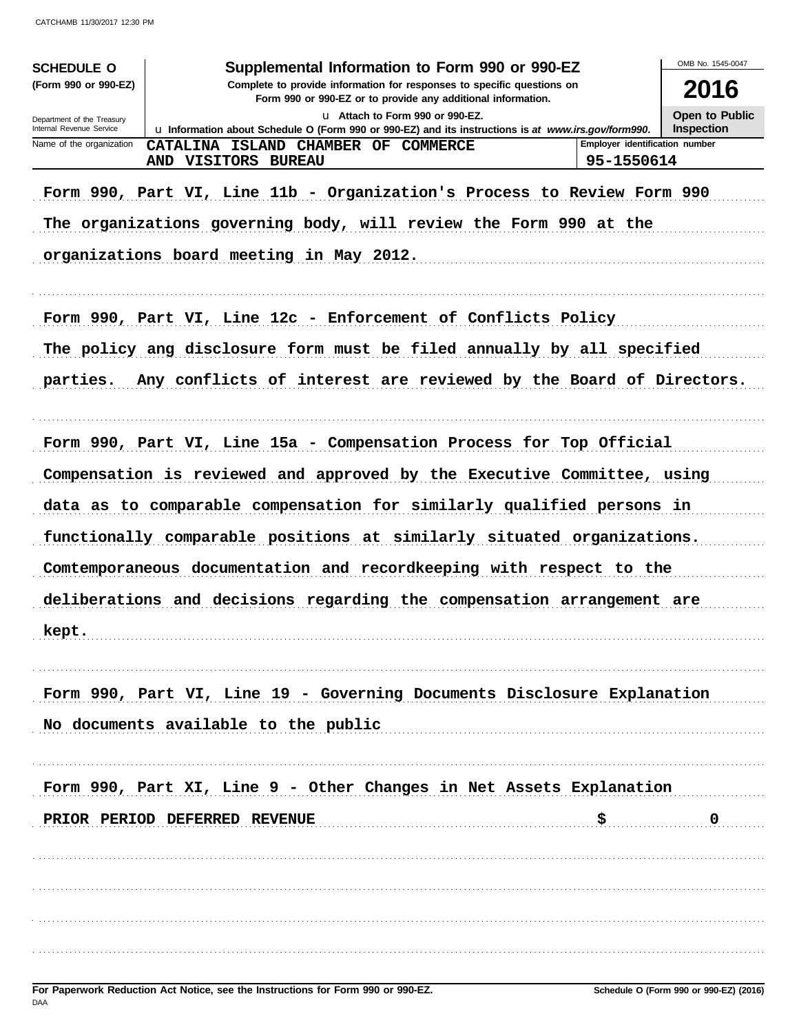CATCHAMB 11/30/2017 12:30 PM

| SCHEDULE O (Form 990 or 990-EZ) | Supplemental Information to Form 990 or 990-EZ | OMB No. 1545-0047 |
|---|---|---|
| Department of the Treasury Internal Revenue Service | Complete to provide information for responses to specific questions on Form 990 or 990-EZ or to provide any additional information. u Attach to Form 990 or 990-EZ. u Information about Schedule O (Form 990 or 990-EZ) and its instructions is at www.irs.gov/form990. | 2016 Open to Public Inspection |

| Name of the organization | Employer identification number |
|---|---|
| CATALINA ISLAND CHAMBER OF COMMERCE AND VISITORS BUREAU | 95-1550614 |

Form 990, Part VI, Line 11b - Organization's Process to Review Form 990

The organizations governing body, will review the Form 990 at the organizations board meeting in May 2012.

Form 990, Part VI, Line 12c - Enforcement of Conflicts Policy

The policy ang disclosure form must be filed annually by all specified parties. Any conflicts of interest are reviewed by the Board of Directors.

Form 990, Part VI, Line 15a - Compensation Process for Top Official

Compensation is reviewed and approved by the Executive Committee, using data as to comparable compensation for similarly qualified persons in functionally comparable positions at similarly situated organizations. Comtemporaneous documentation and recordkeeping with respect to the deliberations and decisions regarding the compensation arrangement are kept.

Form 990, Part VI, Line 19 - Governing Documents Disclosure Explanation

No documents available to the public

Form 990, Part XI, Line 9 - Other Changes in Net Assets Explanation

PRIOR PERIOD DEFERRED REVENUE $ 0

For Paperwork Reduction Act Notice, see the Instructions for Form 990 or 990-EZ. Schedule O (Form 990 or 990-EZ) (2016)

DAA